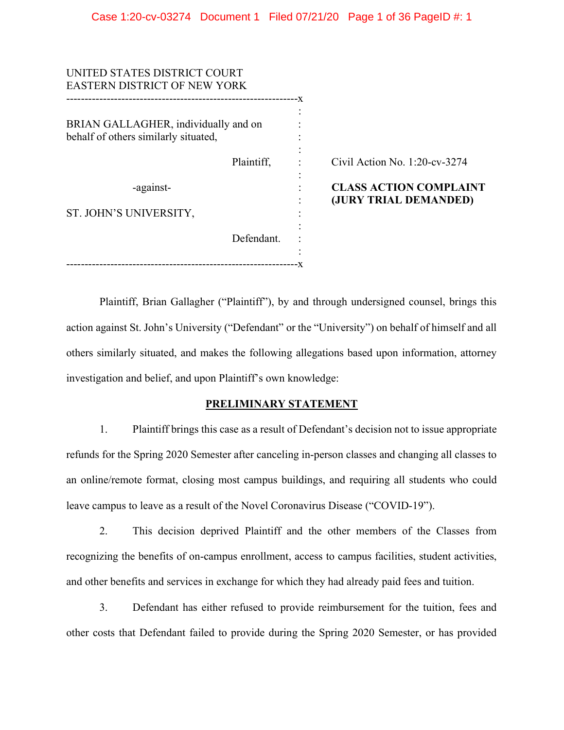UNITED STATES DISTRICT COURT
EASTERN DISTRICT OF NEW YORK

BRIAN GALLAGHER, individually and on behalf of others similarly situated,

Plaintiff,

-against-

ST. JOHN'S UNIVERSITY,

Defendant.

Civil Action No. 1:20-cv-3274

**CLASS ACTION COMPLAINT (JURY TRIAL DEMANDED)**

Plaintiff, Brian Gallagher ("Plaintiff"), by and through undersigned counsel, brings this action against St. John's University ("Defendant" or the "University") on behalf of himself and all others similarly situated, and makes the following allegations based upon information, attorney investigation and belief, and upon Plaintiff's own knowledge:

## PRELIMINARY STATEMENT

1. Plaintiff brings this case as a result of Defendant's decision not to issue appropriate refunds for the Spring 2020 Semester after canceling in-person classes and changing all classes to an online/remote format, closing most campus buildings, and requiring all students who could leave campus to leave as a result of the Novel Coronavirus Disease ("COVID-19").

2. This decision deprived Plaintiff and the other members of the Classes from recognizing the benefits of on-campus enrollment, access to campus facilities, student activities, and other benefits and services in exchange for which they had already paid fees and tuition.

3. Defendant has either refused to provide reimbursement for the tuition, fees and other costs that Defendant failed to provide during the Spring 2020 Semester, or has provided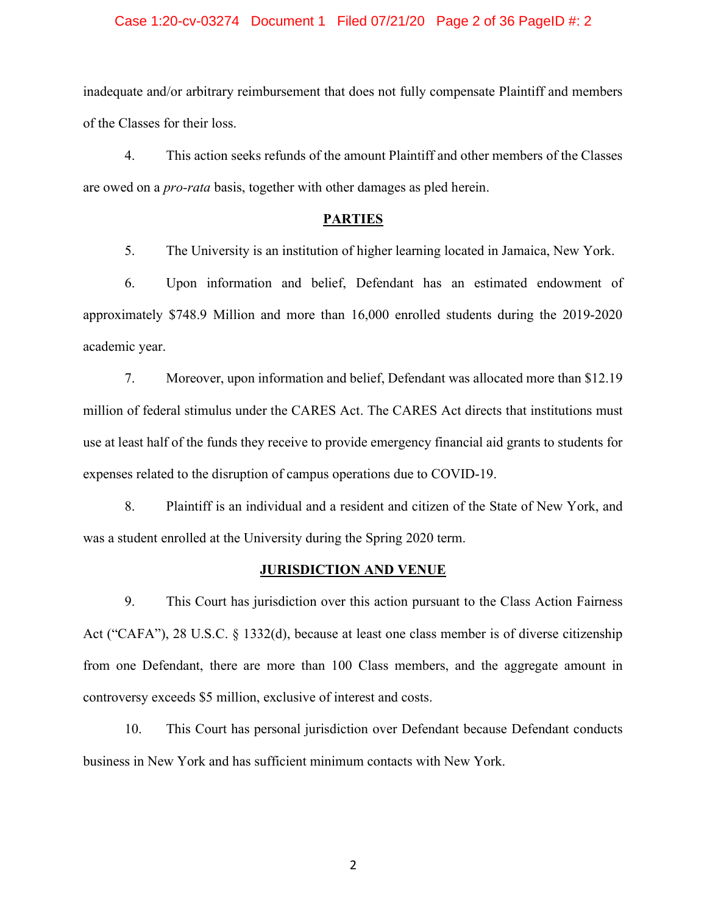inadequate and/or arbitrary reimbursement that does not fully compensate Plaintiff and members of the Classes for their loss.

4. This action seeks refunds of the amount Plaintiff and other members of the Classes are owed on a *pro-rata* basis, together with other damages as pled herein.

## PARTIES

5. The University is an institution of higher learning located in Jamaica, New York.

6. Upon information and belief, Defendant has an estimated endowment of approximately $748.9 Million and more than 16,000 enrolled students during the 2019-2020 academic year.

7. Moreover, upon information and belief, Defendant was allocated more than $12.19 million of federal stimulus under the CARES Act. The CARES Act directs that institutions must use at least half of the funds they receive to provide emergency financial aid grants to students for expenses related to the disruption of campus operations due to COVID-19.

8. Plaintiff is an individual and a resident and citizen of the State of New York, and was a student enrolled at the University during the Spring 2020 term.

## JURISDICTION AND VENUE

9. This Court has jurisdiction over this action pursuant to the Class Action Fairness Act ("CAFA"), 28 U.S.C. § 1332(d), because at least one class member is of diverse citizenship from one Defendant, there are more than 100 Class members, and the aggregate amount in controversy exceeds $5 million, exclusive of interest and costs.

10. This Court has personal jurisdiction over Defendant because Defendant conducts business in New York and has sufficient minimum contacts with New York.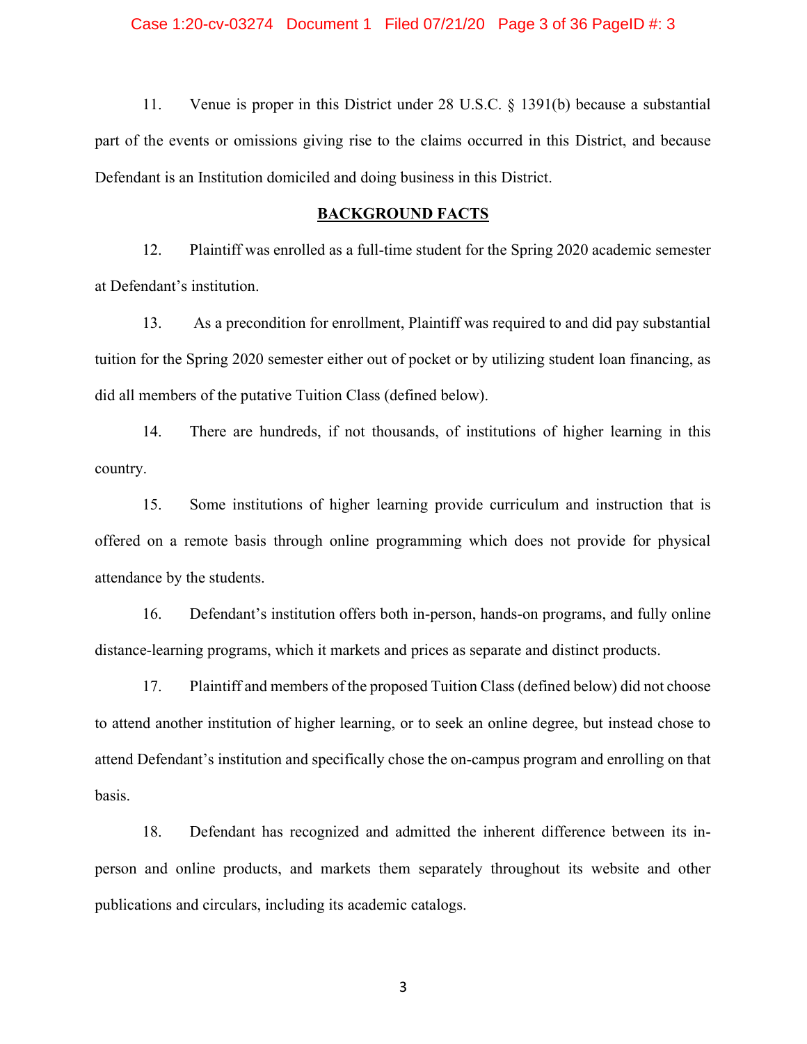11. Venue is proper in this District under 28 U.S.C. § 1391(b) because a substantial part of the events or omissions giving rise to the claims occurred in this District, and because Defendant is an Institution domiciled and doing business in this District.

## **BACKGROUND FACTS**

12. Plaintiff was enrolled as a full-time student for the Spring 2020 academic semester at Defendant's institution.

13. As a precondition for enrollment, Plaintiff was required to and did pay substantial tuition for the Spring 2020 semester either out of pocket or by utilizing student loan financing, as did all members of the putative Tuition Class (defined below).

14. There are hundreds, if not thousands, of institutions of higher learning in this country.

15. Some institutions of higher learning provide curriculum and instruction that is offered on a remote basis through online programming which does not provide for physical attendance by the students.

16. Defendant's institution offers both in-person, hands-on programs, and fully online distance-learning programs, which it markets and prices as separate and distinct products.

17. Plaintiff and members of the proposed Tuition Class (defined below) did not choose to attend another institution of higher learning, or to seek an online degree, but instead chose to attend Defendant's institution and specifically chose the on-campus program and enrolling on that basis.

18. Defendant has recognized and admitted the inherent difference between its in-person and online products, and markets them separately throughout its website and other publications and circulars, including its academic catalogs.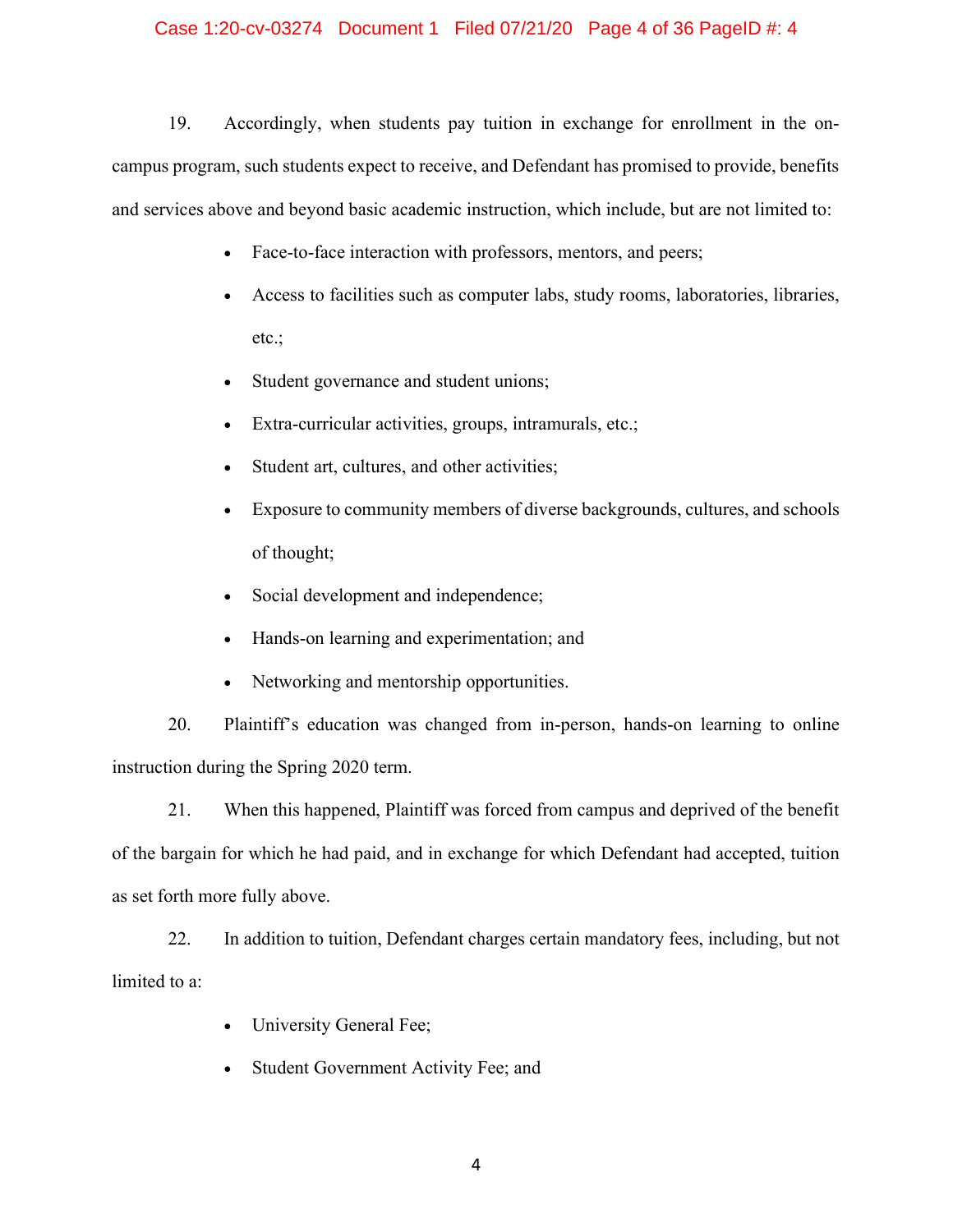19. Accordingly, when students pay tuition in exchange for enrollment in the on-campus program, such students expect to receive, and Defendant has promised to provide, benefits and services above and beyond basic academic instruction, which include, but are not limited to:

- Face-to-face interaction with professors, mentors, and peers;
- Access to facilities such as computer labs, study rooms, laboratories, libraries, etc.;
- Student governance and student unions;
- Extra-curricular activities, groups, intramurals, etc.;
- Student art, cultures, and other activities;
- Exposure to community members of diverse backgrounds, cultures, and schools of thought;
- Social development and independence;
- Hands-on learning and experimentation; and
- Networking and mentorship opportunities.

20. Plaintiff's education was changed from in-person, hands-on learning to online instruction during the Spring 2020 term.

21. When this happened, Plaintiff was forced from campus and deprived of the benefit of the bargain for which he had paid, and in exchange for which Defendant had accepted, tuition as set forth more fully above.

22. In addition to tuition, Defendant charges certain mandatory fees, including, but not limited to a:

- University General Fee;
- Student Government Activity Fee; and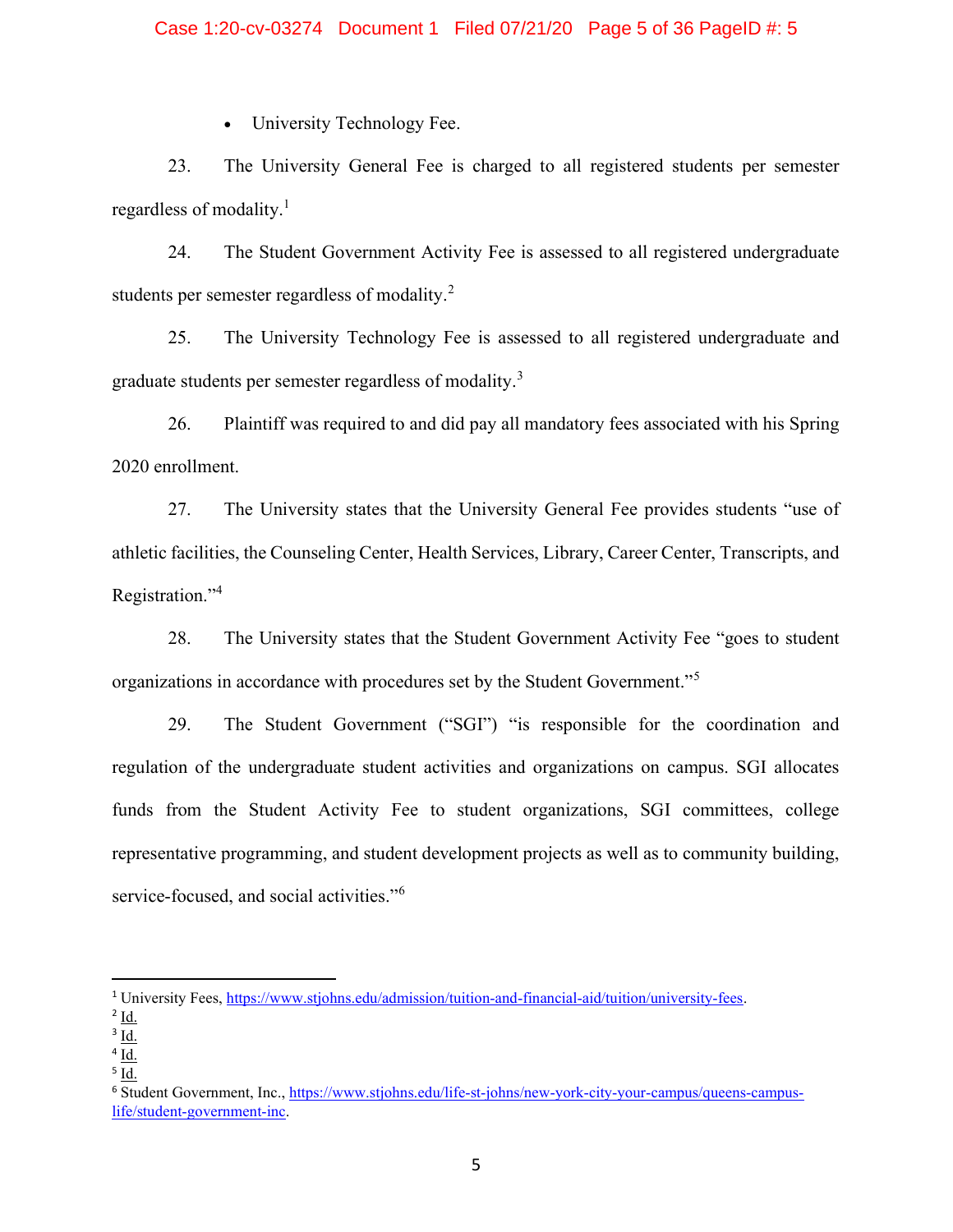- University Technology Fee.

23. The University General Fee is charged to all registered students per semester regardless of modality.[1]

24. The Student Government Activity Fee is assessed to all registered undergraduate students per semester regardless of modality.[2]

25. The University Technology Fee is assessed to all registered undergraduate and graduate students per semester regardless of modality.[3]

26. Plaintiff was required to and did pay all mandatory fees associated with his Spring 2020 enrollment.

27. The University states that the University General Fee provides students "use of athletic facilities, the Counseling Center, Health Services, Library, Career Center, Transcripts, and Registration."[4]

28. The University states that the Student Government Activity Fee "goes to student organizations in accordance with procedures set by the Student Government."[5]

29. The Student Government ("SGI") "is responsible for the coordination and regulation of the undergraduate student activities and organizations on campus. SGI allocates funds from the Student Activity Fee to student organizations, SGI committees, college representative programming, and student development projects as well as to community building, service-focused, and social activities."[6]

---

[1] University Fees, https://www.stjohns.edu/admission/tuition-and-financial-aid/tuition/university-fees.

[2] Id.

[3] Id.

[4] Id.

[5] Id.

[6] Student Government, Inc., https://www.stjohns.edu/life-st-johns/new-york-city-your-campus/queens-campus-life/student-government-inc.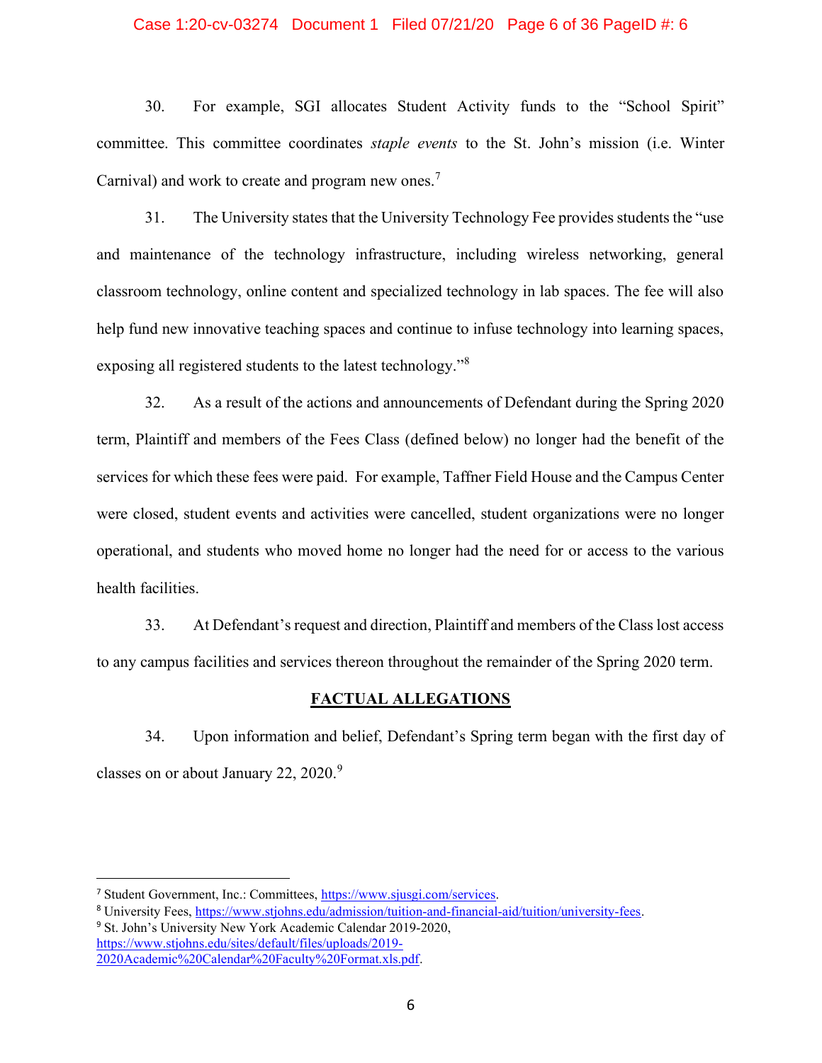30. For example, SGI allocates Student Activity funds to the "School Spirit" committee. This committee coordinates *staple events* to the St. John's mission (i.e. Winter Carnival) and work to create and program new ones.[7]

31. The University states that the University Technology Fee provides students the "use and maintenance of the technology infrastructure, including wireless networking, general classroom technology, online content and specialized technology in lab spaces. The fee will also help fund new innovative teaching spaces and continue to infuse technology into learning spaces, exposing all registered students to the latest technology."[8]

32. As a result of the actions and announcements of Defendant during the Spring 2020 term, Plaintiff and members of the Fees Class (defined below) no longer had the benefit of the services for which these fees were paid. For example, Taffner Field House and the Campus Center were closed, student events and activities were cancelled, student organizations were no longer operational, and students who moved home no longer had the need for or access to the various health facilities.

33. At Defendant's request and direction, Plaintiff and members of the Class lost access to any campus facilities and services thereon throughout the remainder of the Spring 2020 term.

## FACTUAL ALLEGATIONS

34. Upon information and belief, Defendant's Spring term began with the first day of classes on or about January 22, 2020.[9]

---

[7] Student Government, Inc.: Committees, https://www.sjusgi.com/services.

[8] University Fees, https://www.stjohns.edu/admission/tuition-and-financial-aid/tuition/university-fees.

[9] St. John's University New York Academic Calendar 2019-2020, https://www.stjohns.edu/sites/default/files/uploads/2019-2020Academic%20Calendar%20Faculty%20Format.xls.pdf.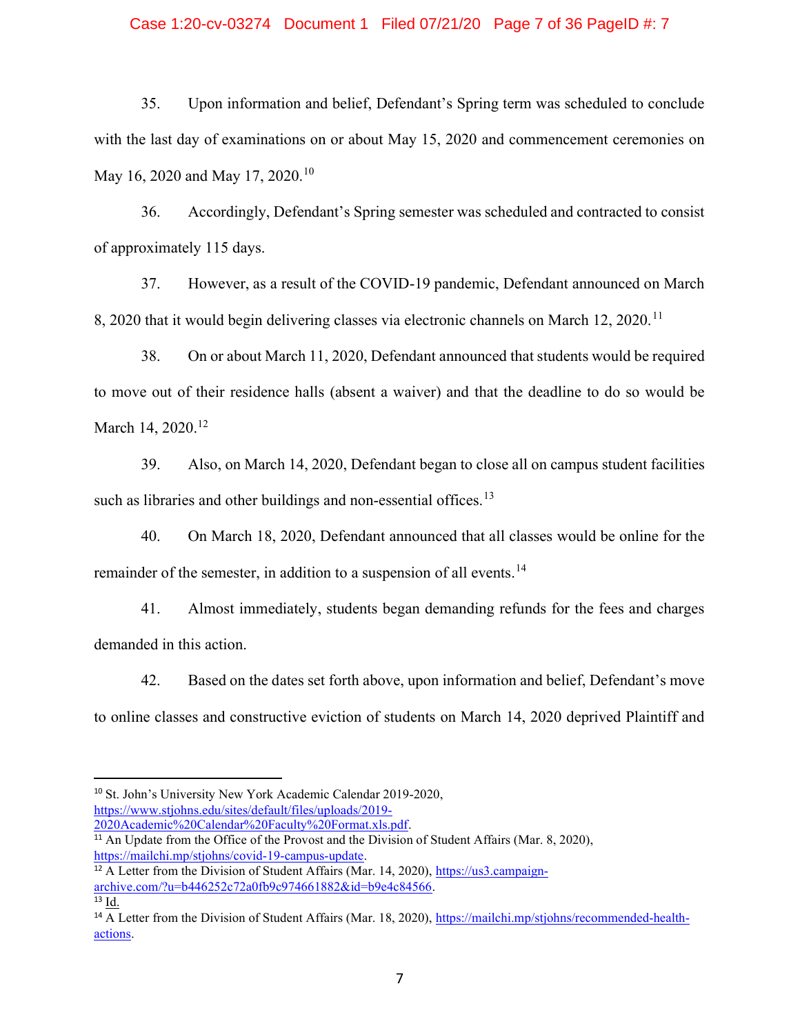35. Upon information and belief, Defendant's Spring term was scheduled to conclude with the last day of examinations on or about May 15, 2020 and commencement ceremonies on May 16, 2020 and May 17, 2020.[10]

36. Accordingly, Defendant's Spring semester was scheduled and contracted to consist of approximately 115 days.

37. However, as a result of the COVID-19 pandemic, Defendant announced on March 8, 2020 that it would begin delivering classes via electronic channels on March 12, 2020.[11]

38. On or about March 11, 2020, Defendant announced that students would be required to move out of their residence halls (absent a waiver) and that the deadline to do so would be March 14, 2020.[12]

39. Also, on March 14, 2020, Defendant began to close all on campus student facilities such as libraries and other buildings and non-essential offices.[13]

40. On March 18, 2020, Defendant announced that all classes would be online for the remainder of the semester, in addition to a suspension of all events.[14]

41. Almost immediately, students began demanding refunds for the fees and charges demanded in this action.

42. Based on the dates set forth above, upon information and belief, Defendant's move to online classes and constructive eviction of students on March 14, 2020 deprived Plaintiff and

---

[10] St. John's University New York Academic Calendar 2019-2020, https://www.stjohns.edu/sites/default/files/uploads/2019-2020Academic%20Calendar%20Faculty%20Format.xls.pdf.

[11] An Update from the Office of the Provost and the Division of Student Affairs (Mar. 8, 2020), https://mailchi.mp/stjohns/covid-19-campus-update.

[12] A Letter from the Division of Student Affairs (Mar. 14, 2020), https://us3.campaign-archive.com/?u=b446252c72a0fb9c974661882&id=b9e4c84566.

[13] Id.

[14] A Letter from the Division of Student Affairs (Mar. 18, 2020), https://mailchi.mp/stjohns/recommended-health-actions.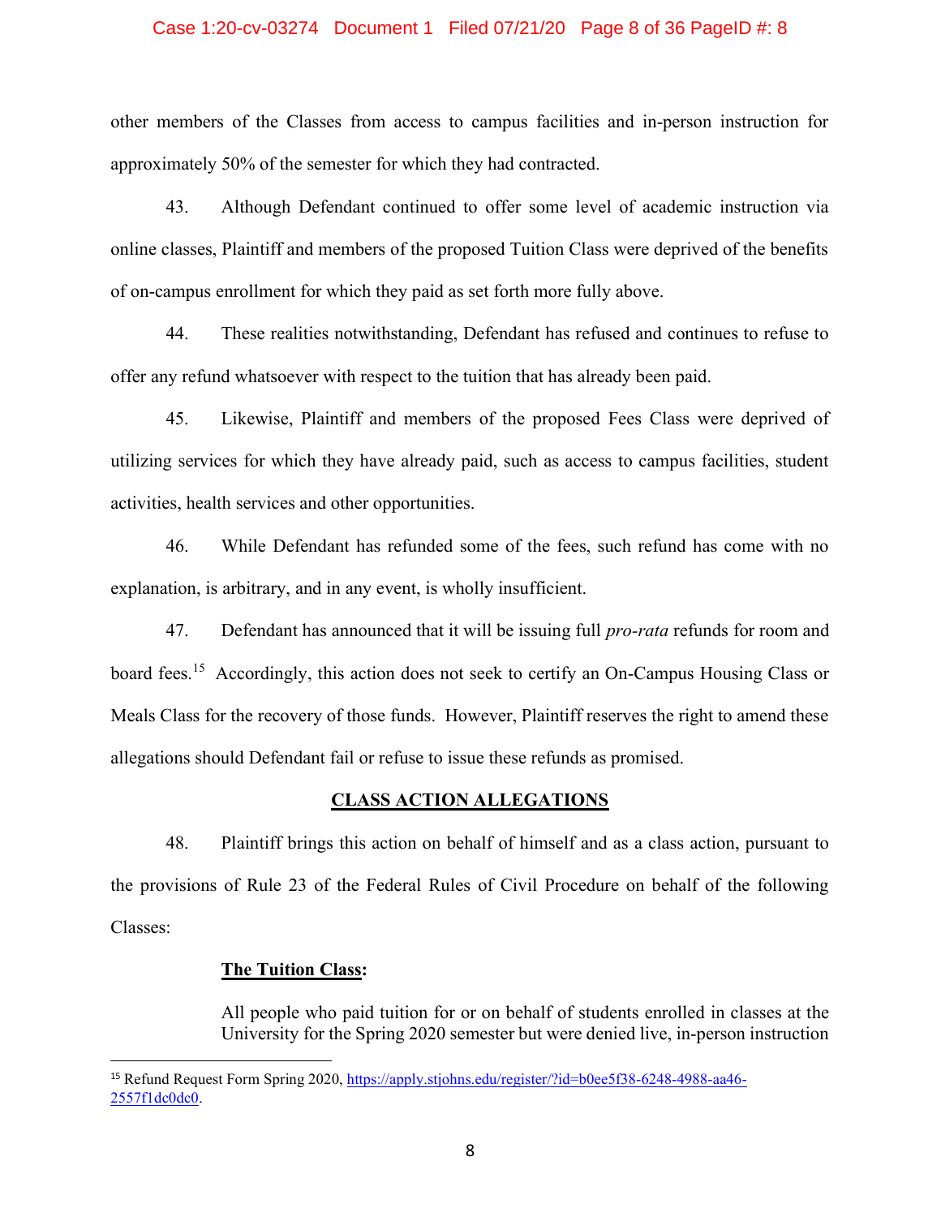other members of the Classes from access to campus facilities and in-person instruction for approximately 50% of the semester for which they had contracted.

43. Although Defendant continued to offer some level of academic instruction via online classes, Plaintiff and members of the proposed Tuition Class were deprived of the benefits of on-campus enrollment for which they paid as set forth more fully above.

44. These realities notwithstanding, Defendant has refused and continues to refuse to offer any refund whatsoever with respect to the tuition that has already been paid.

45. Likewise, Plaintiff and members of the proposed Fees Class were deprived of utilizing services for which they have already paid, such as access to campus facilities, student activities, health services and other opportunities.

46. While Defendant has refunded some of the fees, such refund has come with no explanation, is arbitrary, and in any event, is wholly insufficient.

47. Defendant has announced that it will be issuing full *pro-rata* refunds for room and board fees.[15] Accordingly, this action does not seek to certify an On-Campus Housing Class or Meals Class for the recovery of those funds. However, Plaintiff reserves the right to amend these allegations should Defendant fail or refuse to issue these refunds as promised.

## CLASS ACTION ALLEGATIONS

48. Plaintiff brings this action on behalf of himself and as a class action, pursuant to the provisions of Rule 23 of the Federal Rules of Civil Procedure on behalf of the following Classes:

> **The Tuition Class:**
>
> All people who paid tuition for or on behalf of students enrolled in classes at the University for the Spring 2020 semester but were denied live, in-person instruction

---

[15] Refund Request Form Spring 2020, https://apply.stjohns.edu/register/?id=b0ee5f38-6248-4988-aa46-2557f1dc0dc0.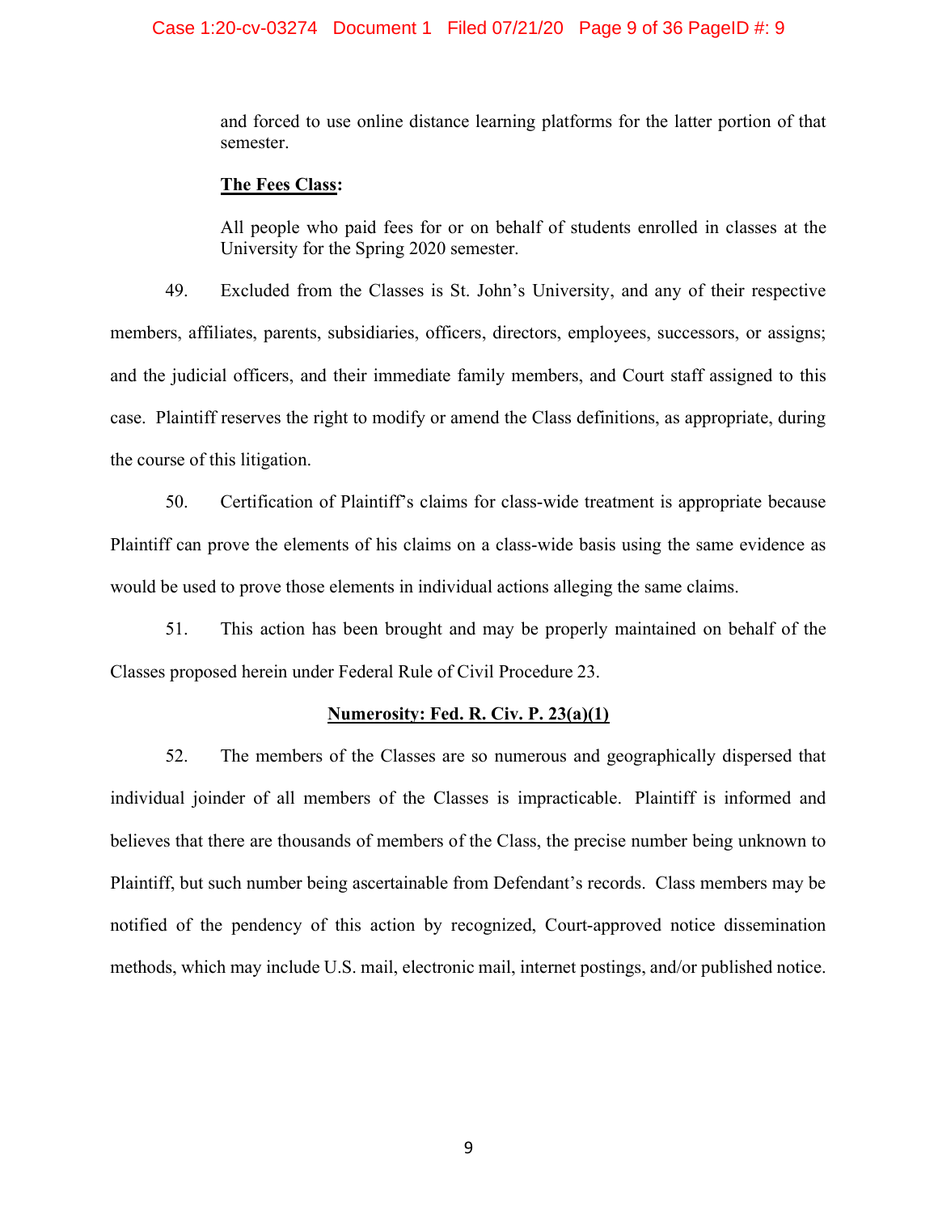and forced to use online distance learning platforms for the latter portion of that semester.

**<u>The Fees Class</u>:**

All people who paid fees for or on behalf of students enrolled in classes at the University for the Spring 2020 semester.

49. Excluded from the Classes is St. John's University, and any of their respective members, affiliates, parents, subsidiaries, officers, directors, employees, successors, or assigns; and the judicial officers, and their immediate family members, and Court staff assigned to this case. Plaintiff reserves the right to modify or amend the Class definitions, as appropriate, during the course of this litigation.

50. Certification of Plaintiff's claims for class-wide treatment is appropriate because Plaintiff can prove the elements of his claims on a class-wide basis using the same evidence as would be used to prove those elements in individual actions alleging the same claims.

51. This action has been brought and may be properly maintained on behalf of the Classes proposed herein under Federal Rule of Civil Procedure 23.

**<u>Numerosity: Fed. R. Civ. P. 23(a)(1)</u>**

52. The members of the Classes are so numerous and geographically dispersed that individual joinder of all members of the Classes is impracticable. Plaintiff is informed and believes that there are thousands of members of the Class, the precise number being unknown to Plaintiff, but such number being ascertainable from Defendant's records. Class members may be notified of the pendency of this action by recognized, Court-approved notice dissemination methods, which may include U.S. mail, electronic mail, internet postings, and/or published notice.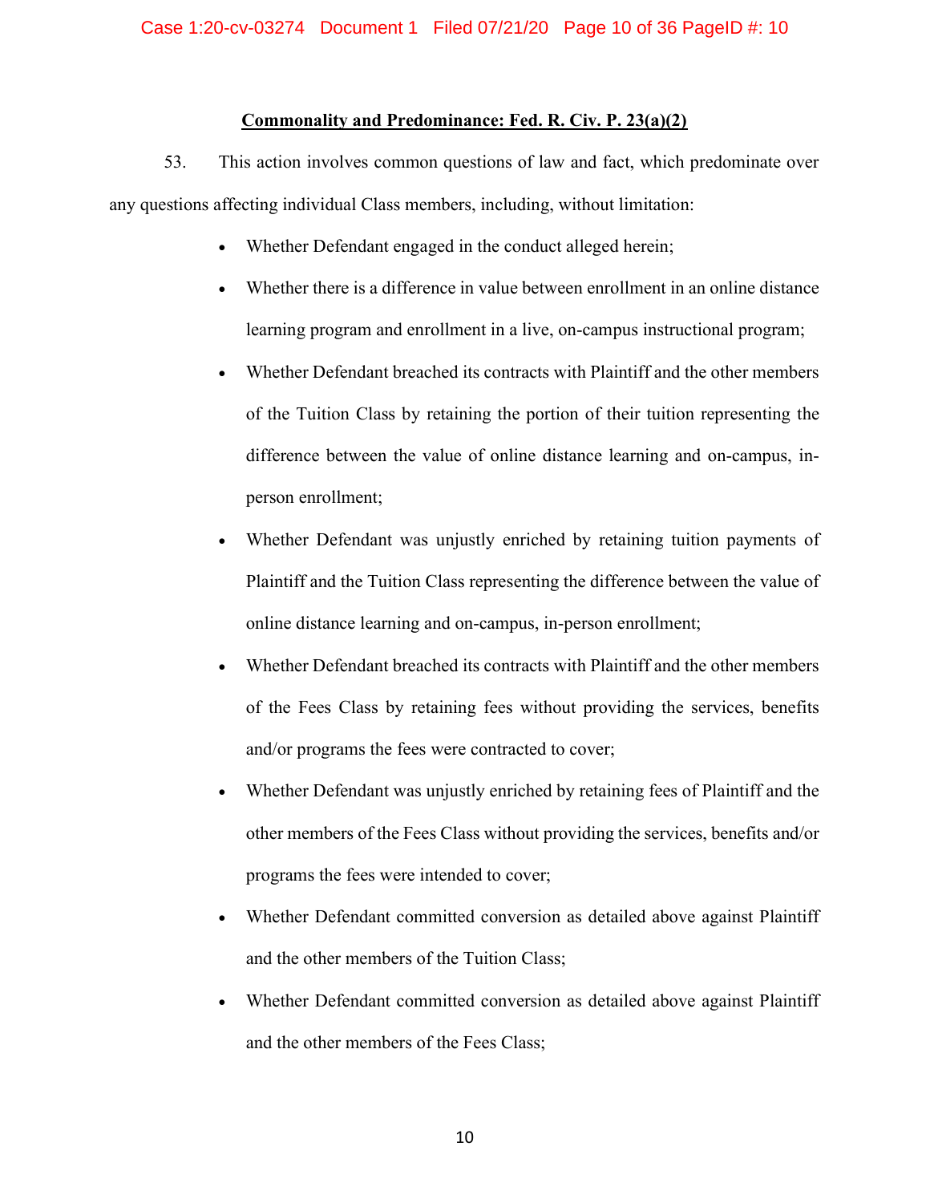**Commonality and Predominance: Fed. R. Civ. P. 23(a)(2)**

53. This action involves common questions of law and fact, which predominate over any questions affecting individual Class members, including, without limitation:

- Whether Defendant engaged in the conduct alleged herein;
- Whether there is a difference in value between enrollment in an online distance learning program and enrollment in a live, on-campus instructional program;
- Whether Defendant breached its contracts with Plaintiff and the other members of the Tuition Class by retaining the portion of their tuition representing the difference between the value of online distance learning and on-campus, in-person enrollment;
- Whether Defendant was unjustly enriched by retaining tuition payments of Plaintiff and the Tuition Class representing the difference between the value of online distance learning and on-campus, in-person enrollment;
- Whether Defendant breached its contracts with Plaintiff and the other members of the Fees Class by retaining fees without providing the services, benefits and/or programs the fees were contracted to cover;
- Whether Defendant was unjustly enriched by retaining fees of Plaintiff and the other members of the Fees Class without providing the services, benefits and/or programs the fees were intended to cover;
- Whether Defendant committed conversion as detailed above against Plaintiff and the other members of the Tuition Class;
- Whether Defendant committed conversion as detailed above against Plaintiff and the other members of the Fees Class;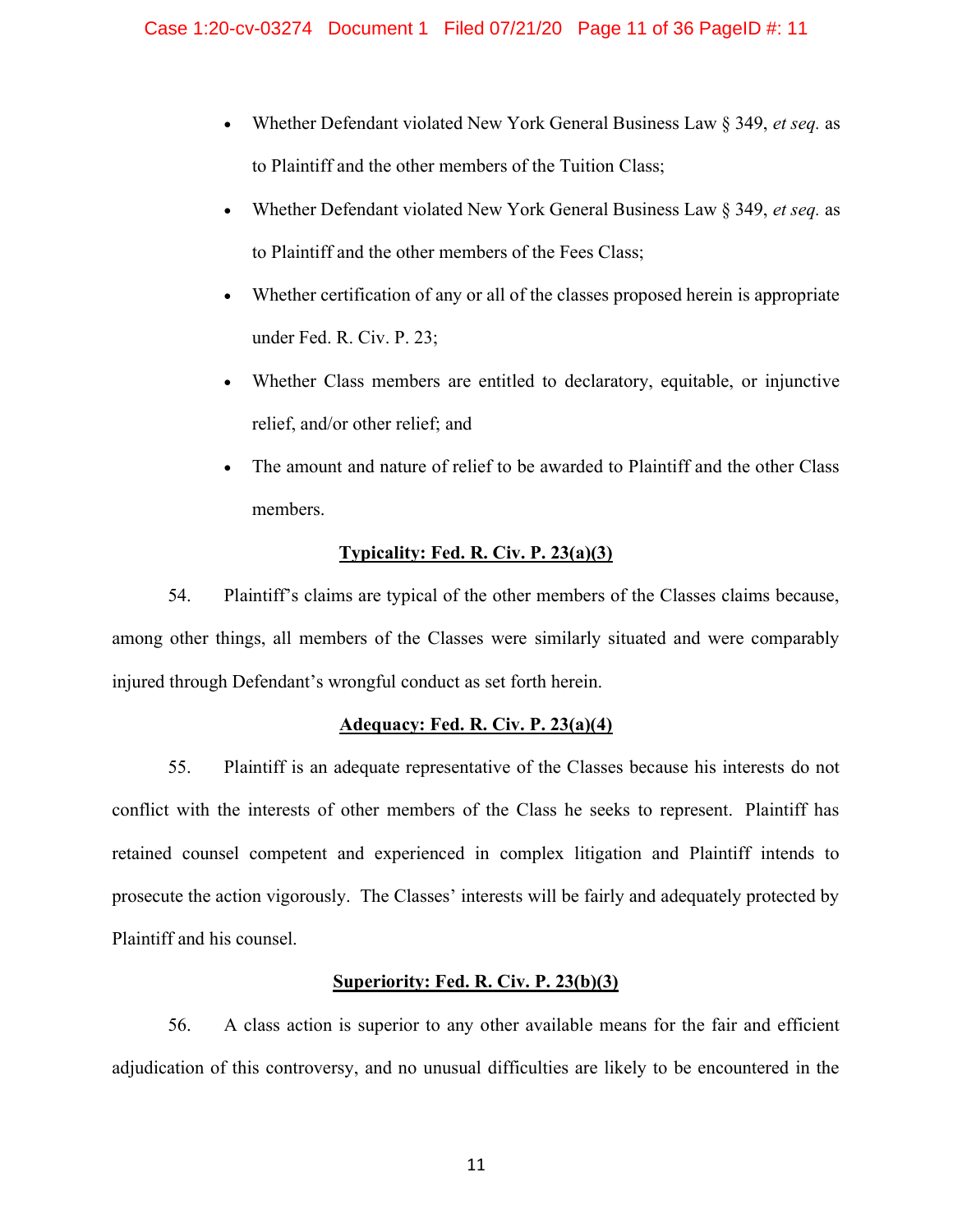- Whether Defendant violated New York General Business Law § 349, *et seq.* as to Plaintiff and the other members of the Tuition Class;
- Whether Defendant violated New York General Business Law § 349, *et seq.* as to Plaintiff and the other members of the Fees Class;
- Whether certification of any or all of the classes proposed herein is appropriate under Fed. R. Civ. P. 23;
- Whether Class members are entitled to declaratory, equitable, or injunctive relief, and/or other relief; and
- The amount and nature of relief to be awarded to Plaintiff and the other Class members.

**Typicality: Fed. R. Civ. P. 23(a)(3)**

54. Plaintiff's claims are typical of the other members of the Classes claims because, among other things, all members of the Classes were similarly situated and were comparably injured through Defendant's wrongful conduct as set forth herein.

**Adequacy: Fed. R. Civ. P. 23(a)(4)**

55. Plaintiff is an adequate representative of the Classes because his interests do not conflict with the interests of other members of the Class he seeks to represent. Plaintiff has retained counsel competent and experienced in complex litigation and Plaintiff intends to prosecute the action vigorously. The Classes' interests will be fairly and adequately protected by Plaintiff and his counsel.

**Superiority: Fed. R. Civ. P. 23(b)(3)**

56. A class action is superior to any other available means for the fair and efficient adjudication of this controversy, and no unusual difficulties are likely to be encountered in the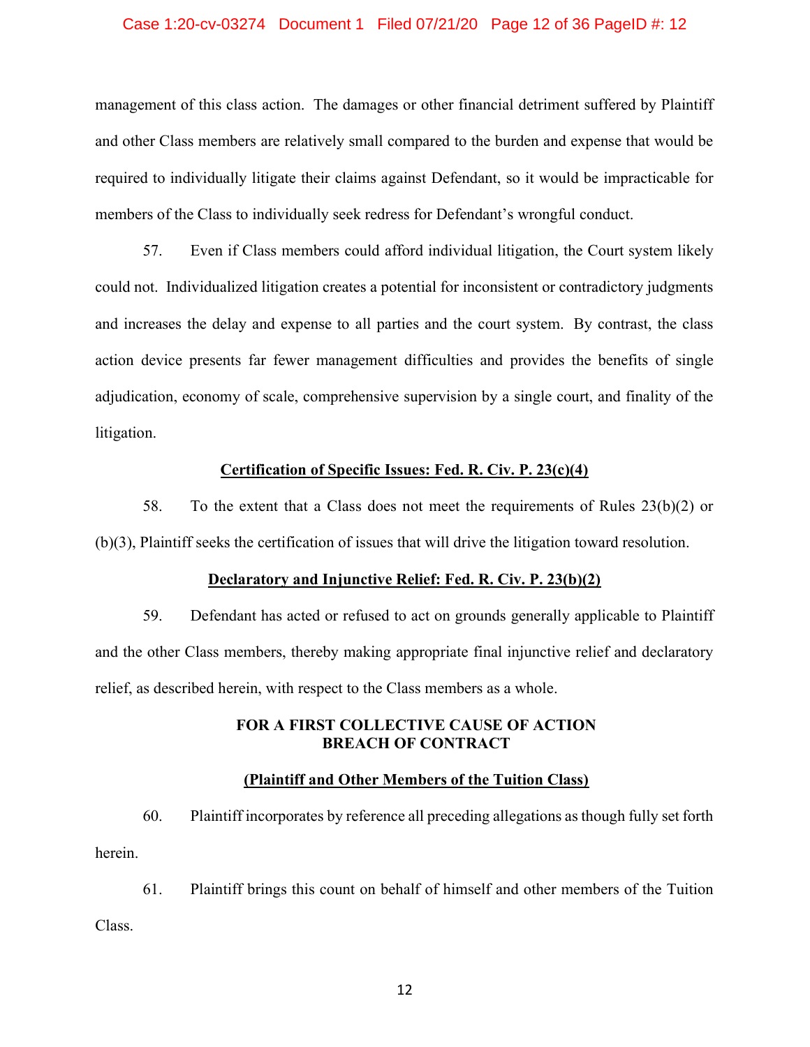management of this class action. The damages or other financial detriment suffered by Plaintiff and other Class members are relatively small compared to the burden and expense that would be required to individually litigate their claims against Defendant, so it would be impracticable for members of the Class to individually seek redress for Defendant's wrongful conduct.

57. Even if Class members could afford individual litigation, the Court system likely could not. Individualized litigation creates a potential for inconsistent or contradictory judgments and increases the delay and expense to all parties and the court system. By contrast, the class action device presents far fewer management difficulties and provides the benefits of single adjudication, economy of scale, comprehensive supervision by a single court, and finality of the litigation.

**Certification of Specific Issues: Fed. R. Civ. P. 23(c)(4)**

58. To the extent that a Class does not meet the requirements of Rules 23(b)(2) or (b)(3), Plaintiff seeks the certification of issues that will drive the litigation toward resolution.

**Declaratory and Injunctive Relief: Fed. R. Civ. P. 23(b)(2)**

59. Defendant has acted or refused to act on grounds generally applicable to Plaintiff and the other Class members, thereby making appropriate final injunctive relief and declaratory relief, as described herein, with respect to the Class members as a whole.

**FOR A FIRST COLLECTIVE CAUSE OF ACTION**
**BREACH OF CONTRACT**

**(Plaintiff and Other Members of the Tuition Class)**

60. Plaintiff incorporates by reference all preceding allegations as though fully set forth herein.

61. Plaintiff brings this count on behalf of himself and other members of the Tuition Class.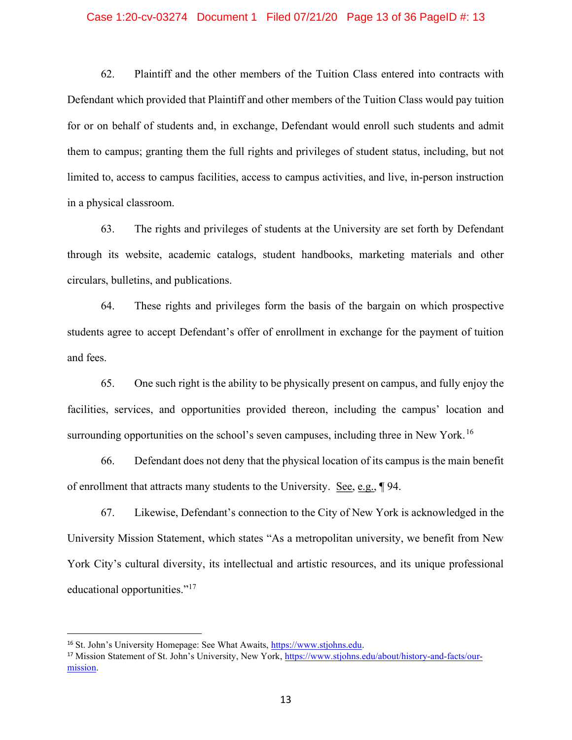62. Plaintiff and the other members of the Tuition Class entered into contracts with Defendant which provided that Plaintiff and other members of the Tuition Class would pay tuition for or on behalf of students and, in exchange, Defendant would enroll such students and admit them to campus; granting them the full rights and privileges of student status, including, but not limited to, access to campus facilities, access to campus activities, and live, in-person instruction in a physical classroom.

63. The rights and privileges of students at the University are set forth by Defendant through its website, academic catalogs, student handbooks, marketing materials and other circulars, bulletins, and publications.

64. These rights and privileges form the basis of the bargain on which prospective students agree to accept Defendant's offer of enrollment in exchange for the payment of tuition and fees.

65. One such right is the ability to be physically present on campus, and fully enjoy the facilities, services, and opportunities provided thereon, including the campus' location and surrounding opportunities on the school's seven campuses, including three in New York.[16]

66. Defendant does not deny that the physical location of its campus is the main benefit of enrollment that attracts many students to the University. See, e.g., ¶ 94.

67. Likewise, Defendant's connection to the City of New York is acknowledged in the University Mission Statement, which states "As a metropolitan university, we benefit from New York City's cultural diversity, its intellectual and artistic resources, and its unique professional educational opportunities."[17]

---

[16] St. John's University Homepage: See What Awaits, https://www.stjohns.edu.

[17] Mission Statement of St. John's University, New York, https://www.stjohns.edu/about/history-and-facts/our-mission.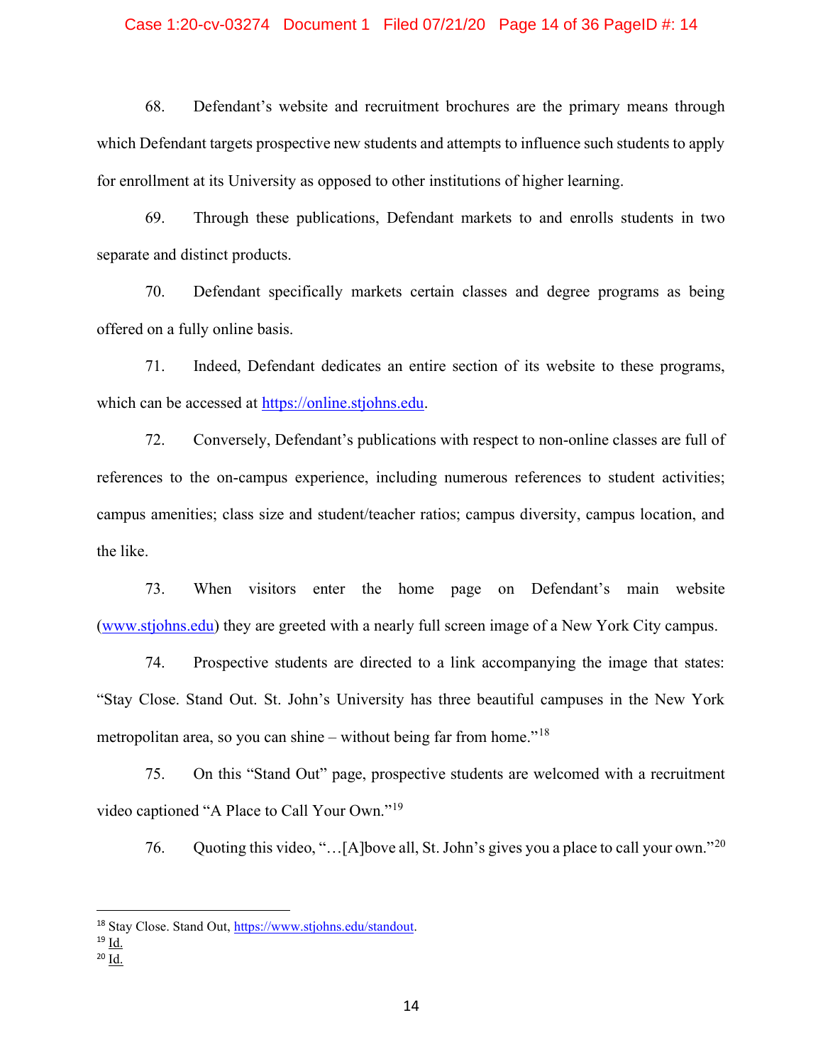68. Defendant's website and recruitment brochures are the primary means through which Defendant targets prospective new students and attempts to influence such students to apply for enrollment at its University as opposed to other institutions of higher learning.

69. Through these publications, Defendant markets to and enrolls students in two separate and distinct products.

70. Defendant specifically markets certain classes and degree programs as being offered on a fully online basis.

71. Indeed, Defendant dedicates an entire section of its website to these programs, which can be accessed at https://online.stjohns.edu.

72. Conversely, Defendant's publications with respect to non-online classes are full of references to the on-campus experience, including numerous references to student activities; campus amenities; class size and student/teacher ratios; campus diversity, campus location, and the like.

73. When visitors enter the home page on Defendant's main website (www.stjohns.edu) they are greeted with a nearly full screen image of a New York City campus.

74. Prospective students are directed to a link accompanying the image that states: "Stay Close. Stand Out. St. John's University has three beautiful campuses in the New York metropolitan area, so you can shine – without being far from home."[18]

75. On this "Stand Out" page, prospective students are welcomed with a recruitment video captioned "A Place to Call Your Own."[19]

76. Quoting this video, "…[A]bove all, St. John's gives you a place to call your own."[20]

---

[18] Stay Close. Stand Out, https://www.stjohns.edu/standout.

[19] Id.

[20] Id.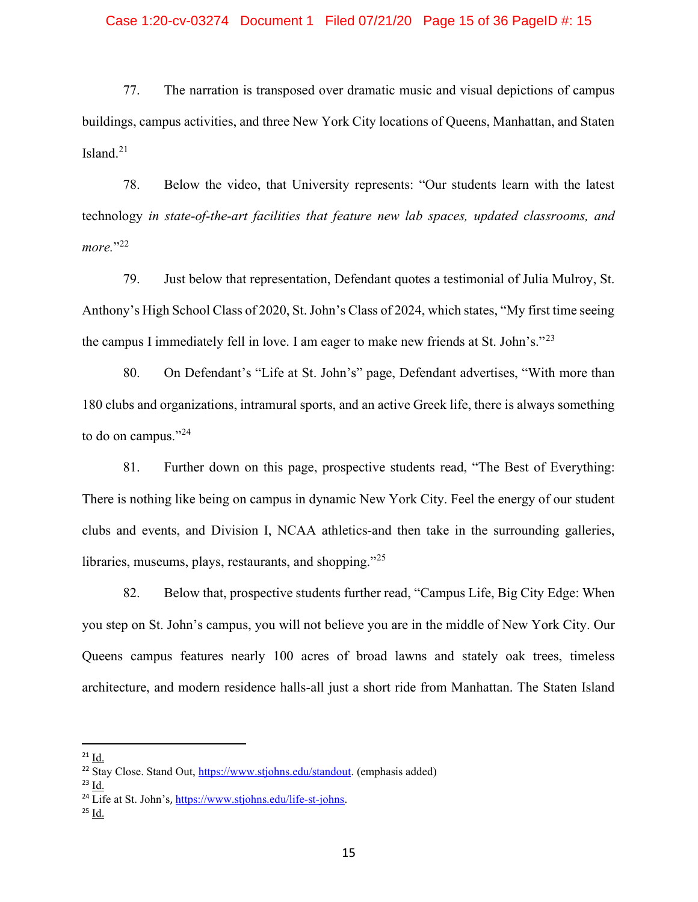77. The narration is transposed over dramatic music and visual depictions of campus buildings, campus activities, and three New York City locations of Queens, Manhattan, and Staten Island.[21]

78. Below the video, that University represents: "Our students learn with the latest technology *in state-of-the-art facilities that feature new lab spaces, updated classrooms, and more.*"[22]

79. Just below that representation, Defendant quotes a testimonial of Julia Mulroy, St. Anthony's High School Class of 2020, St. John's Class of 2024, which states, "My first time seeing the campus I immediately fell in love. I am eager to make new friends at St. John's."[23]

80. On Defendant's "Life at St. John's" page, Defendant advertises, "With more than 180 clubs and organizations, intramural sports, and an active Greek life, there is always something to do on campus."[24]

81. Further down on this page, prospective students read, "The Best of Everything: There is nothing like being on campus in dynamic New York City. Feel the energy of our student clubs and events, and Division I, NCAA athletics-and then take in the surrounding galleries, libraries, museums, plays, restaurants, and shopping."[25]

82. Below that, prospective students further read, "Campus Life, Big City Edge: When you step on St. John's campus, you will not believe you are in the middle of New York City. Our Queens campus features nearly 100 acres of broad lawns and stately oak trees, timeless architecture, and modern residence halls-all just a short ride from Manhattan. The Staten Island

---

[21] Id.

[22] Stay Close. Stand Out, https://www.stjohns.edu/standout. (emphasis added)

[23] Id.

[24] Life at St. John's, https://www.stjohns.edu/life-st-johns.

[25] Id.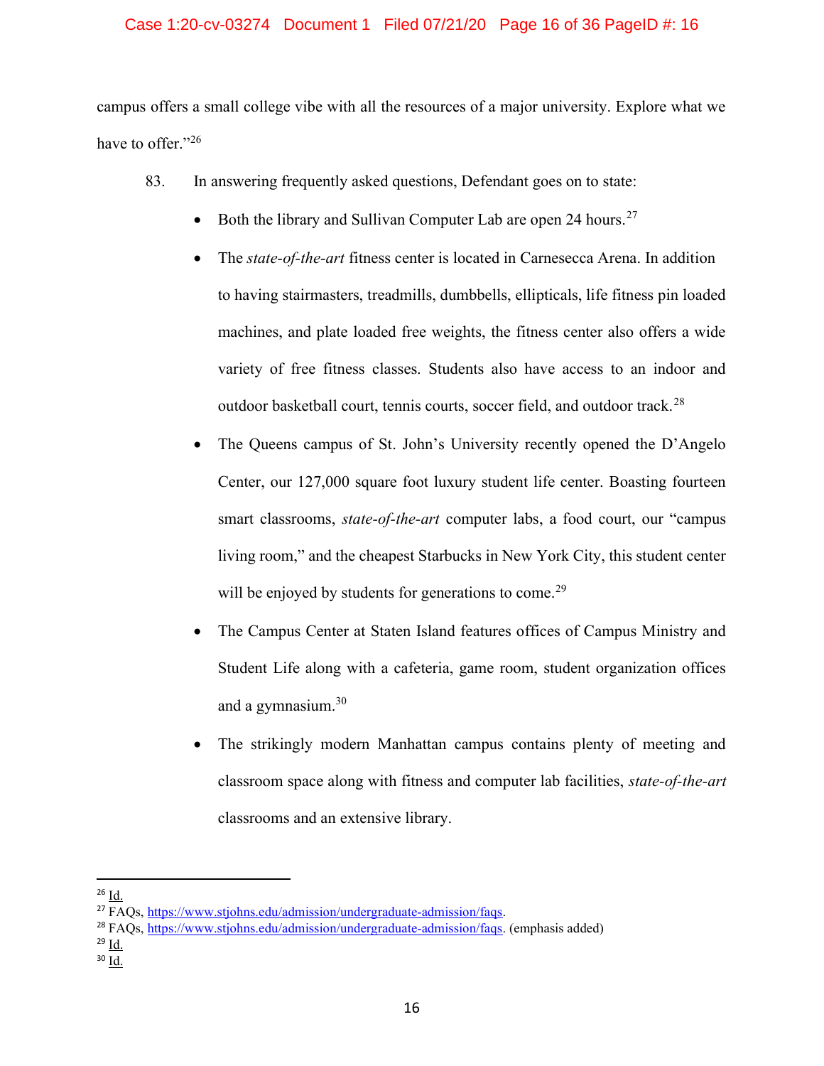campus offers a small college vibe with all the resources of a major university. Explore what we have to offer."[26]

83. In answering frequently asked questions, Defendant goes on to state:

- Both the library and Sullivan Computer Lab are open 24 hours.[27]
- The *state-of-the-art* fitness center is located in Carnesecca Arena. In addition to having stairmasters, treadmills, dumbbells, ellipticals, life fitness pin loaded machines, and plate loaded free weights, the fitness center also offers a wide variety of free fitness classes. Students also have access to an indoor and outdoor basketball court, tennis courts, soccer field, and outdoor track.[28]
- The Queens campus of St. John's University recently opened the D'Angelo Center, our 127,000 square foot luxury student life center. Boasting fourteen smart classrooms, *state-of-the-art* computer labs, a food court, our "campus living room," and the cheapest Starbucks in New York City, this student center will be enjoyed by students for generations to come.[29]
- The Campus Center at Staten Island features offices of Campus Ministry and Student Life along with a cafeteria, game room, student organization offices and a gymnasium.[30]
- The strikingly modern Manhattan campus contains plenty of meeting and classroom space along with fitness and computer lab facilities, *state-of-the-art* classrooms and an extensive library.

---

[26] Id.

[27] FAQs, https://www.stjohns.edu/admission/undergraduate-admission/faqs.

[28] FAQs, https://www.stjohns.edu/admission/undergraduate-admission/faqs. (emphasis added)

[29] Id.

[30] Id.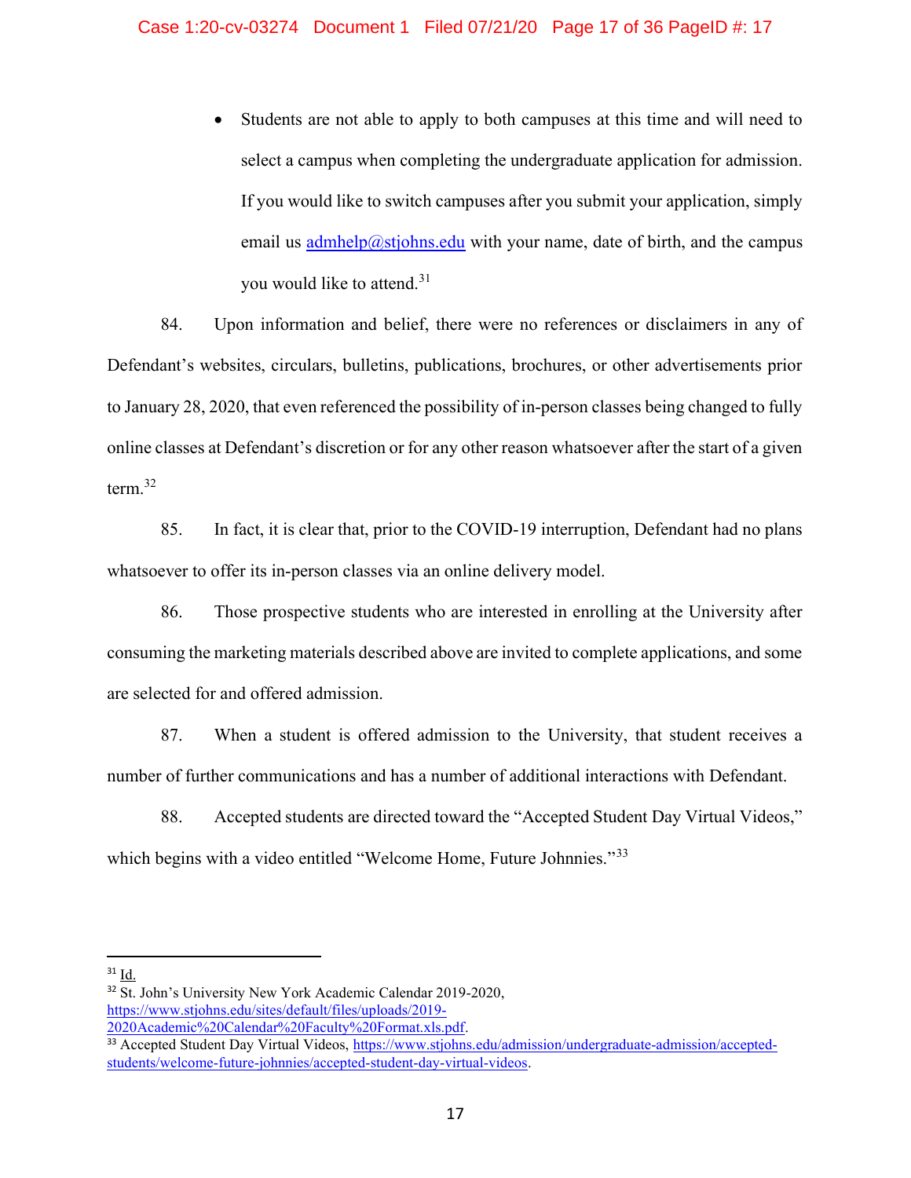- Students are not able to apply to both campuses at this time and will need to select a campus when completing the undergraduate application for admission. If you would like to switch campuses after you submit your application, simply email us admhelp@stjohns.edu with your name, date of birth, and the campus you would like to attend.[31]

84. Upon information and belief, there were no references or disclaimers in any of Defendant's websites, circulars, bulletins, publications, brochures, or other advertisements prior to January 28, 2020, that even referenced the possibility of in-person classes being changed to fully online classes at Defendant's discretion or for any other reason whatsoever after the start of a given term.[32]

85. In fact, it is clear that, prior to the COVID-19 interruption, Defendant had no plans whatsoever to offer its in-person classes via an online delivery model.

86. Those prospective students who are interested in enrolling at the University after consuming the marketing materials described above are invited to complete applications, and some are selected for and offered admission.

87. When a student is offered admission to the University, that student receives a number of further communications and has a number of additional interactions with Defendant.

88. Accepted students are directed toward the "Accepted Student Day Virtual Videos," which begins with a video entitled "Welcome Home, Future Johnnies."[33]

---

[31] Id.

[32] St. John's University New York Academic Calendar 2019-2020, https://www.stjohns.edu/sites/default/files/uploads/2019-2020Academic%20Calendar%20Faculty%20Format.xls.pdf.

[33] Accepted Student Day Virtual Videos, https://www.stjohns.edu/admission/undergraduate-admission/accepted-students/welcome-future-johnnies/accepted-student-day-virtual-videos.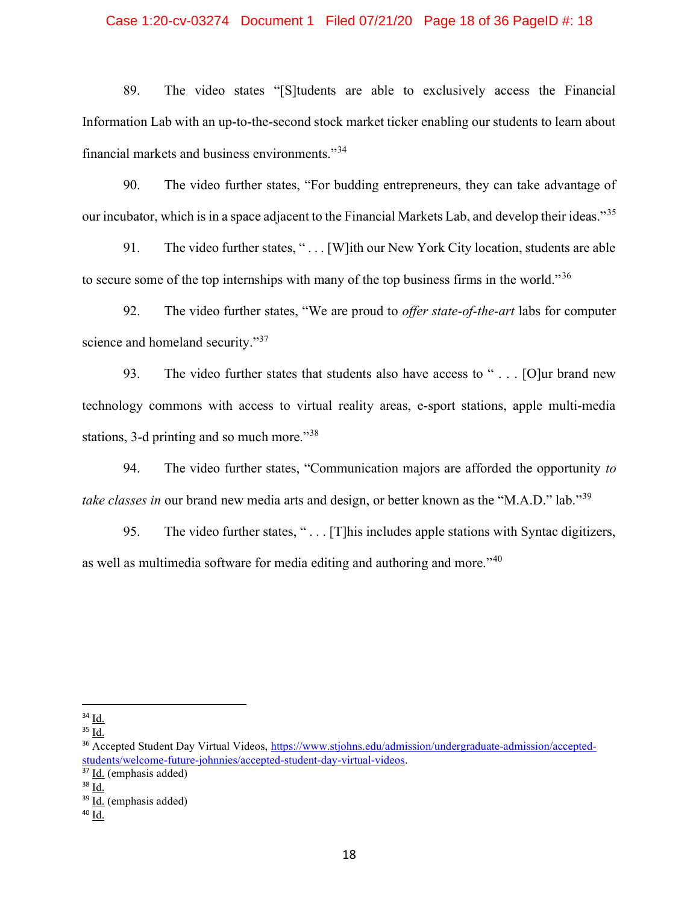89. The video states "[S]tudents are able to exclusively access the Financial Information Lab with an up-to-the-second stock market ticker enabling our students to learn about financial markets and business environments."[34]

90. The video further states, "For budding entrepreneurs, they can take advantage of our incubator, which is in a space adjacent to the Financial Markets Lab, and develop their ideas."[35]

91. The video further states, " . . . [W]ith our New York City location, students are able to secure some of the top internships with many of the top business firms in the world."[36]

92. The video further states, "We are proud to *offer state-of-the-art* labs for computer science and homeland security."[37]

93. The video further states that students also have access to " . . . [O]ur brand new technology commons with access to virtual reality areas, e-sport stations, apple multi-media stations, 3-d printing and so much more."[38]

94. The video further states, "Communication majors are afforded the opportunity *to take classes in* our brand new media arts and design, or better known as the "M.A.D." lab."[39]

95. The video further states, " . . . [T]his includes apple stations with Syntac digitizers, as well as multimedia software for media editing and authoring and more."[40]

---

[34] Id.

[35] Id.

[36] Accepted Student Day Virtual Videos, https://www.stjohns.edu/admission/undergraduate-admission/accepted-students/welcome-future-johnnies/accepted-student-day-virtual-videos.

[37] Id. (emphasis added)

[38] Id.

[39] Id. (emphasis added)

[40] Id.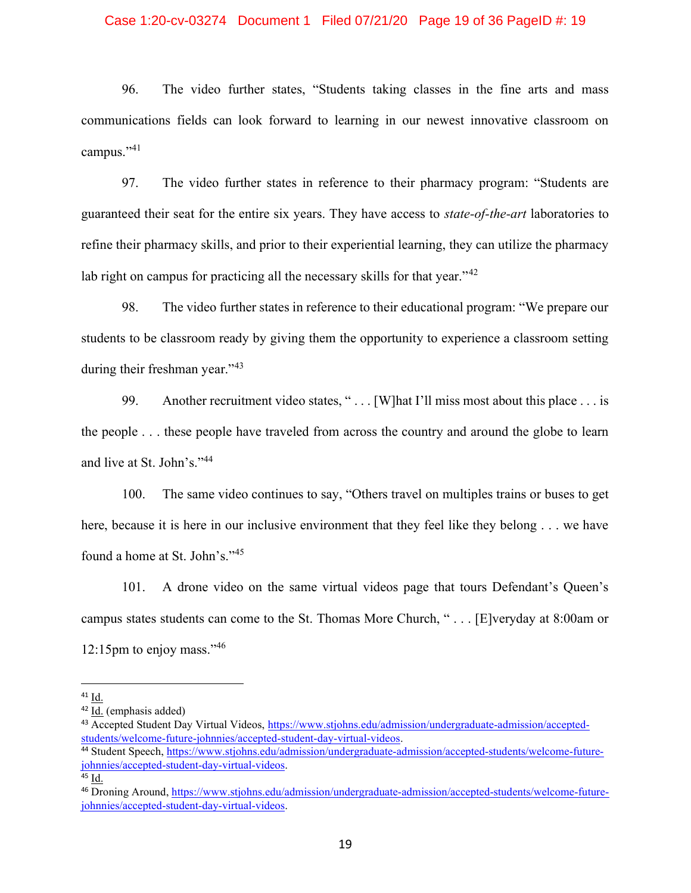96. The video further states, "Students taking classes in the fine arts and mass communications fields can look forward to learning in our newest innovative classroom on campus."[41]

97. The video further states in reference to their pharmacy program: "Students are guaranteed their seat for the entire six years. They have access to *state-of-the-art* laboratories to refine their pharmacy skills, and prior to their experiential learning, they can utilize the pharmacy lab right on campus for practicing all the necessary skills for that year."[42]

98. The video further states in reference to their educational program: "We prepare our students to be classroom ready by giving them the opportunity to experience a classroom setting during their freshman year."[43]

99. Another recruitment video states, " . . . [W]hat I'll miss most about this place . . . is the people . . . these people have traveled from across the country and around the globe to learn and live at St. John's."[44]

100. The same video continues to say, "Others travel on multiples trains or buses to get here, because it is here in our inclusive environment that they feel like they belong . . . we have found a home at St. John's."[45]

101. A drone video on the same virtual videos page that tours Defendant's Queen's campus states students can come to the St. Thomas More Church, " . . . [E]veryday at 8:00am or 12:15pm to enjoy mass."[46]

---

[41] Id.

[42] Id. (emphasis added)

[43] Accepted Student Day Virtual Videos, https://www.stjohns.edu/admission/undergraduate-admission/accepted-students/welcome-future-johnnies/accepted-student-day-virtual-videos.

[44] Student Speech, https://www.stjohns.edu/admission/undergraduate-admission/accepted-students/welcome-future-johnnies/accepted-student-day-virtual-videos.

[45] Id.

[46] Droning Around, https://www.stjohns.edu/admission/undergraduate-admission/accepted-students/welcome-future-johnnies/accepted-student-day-virtual-videos.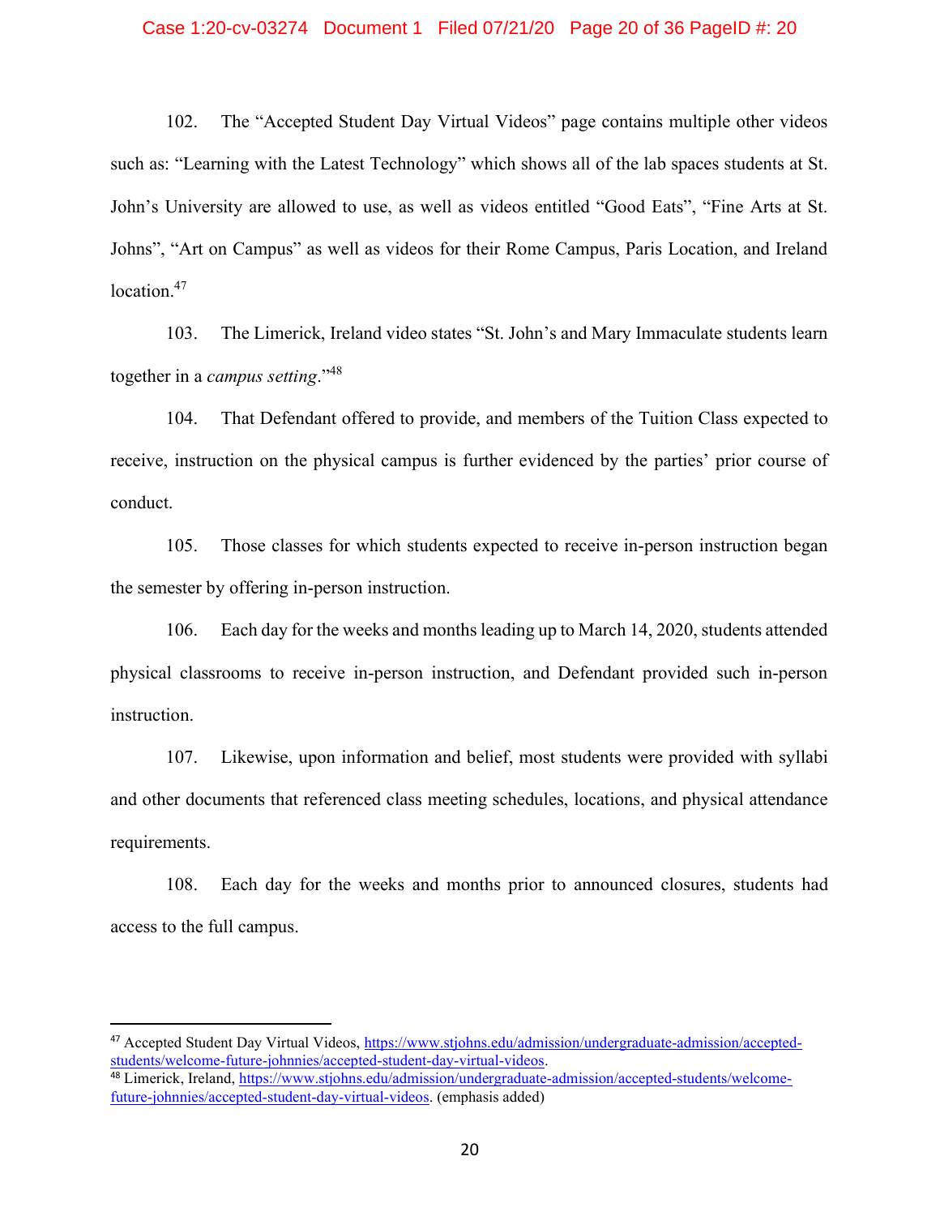102. The "Accepted Student Day Virtual Videos" page contains multiple other videos such as: "Learning with the Latest Technology" which shows all of the lab spaces students at St. John's University are allowed to use, as well as videos entitled "Good Eats", "Fine Arts at St. Johns", "Art on Campus" as well as videos for their Rome Campus, Paris Location, and Ireland location.[47]

103. The Limerick, Ireland video states "St. John's and Mary Immaculate students learn together in a *campus setting*."[48]

104. That Defendant offered to provide, and members of the Tuition Class expected to receive, instruction on the physical campus is further evidenced by the parties' prior course of conduct.

105. Those classes for which students expected to receive in-person instruction began the semester by offering in-person instruction.

106. Each day for the weeks and months leading up to March 14, 2020, students attended physical classrooms to receive in-person instruction, and Defendant provided such in-person instruction.

107. Likewise, upon information and belief, most students were provided with syllabi and other documents that referenced class meeting schedules, locations, and physical attendance requirements.

108. Each day for the weeks and months prior to announced closures, students had access to the full campus.

---

[47] Accepted Student Day Virtual Videos, https://www.stjohns.edu/admission/undergraduate-admission/accepted-students/welcome-future-johnnies/accepted-student-day-virtual-videos.

[48] Limerick, Ireland, https://www.stjohns.edu/admission/undergraduate-admission/accepted-students/welcome-future-johnnies/accepted-student-day-virtual-videos. (emphasis added)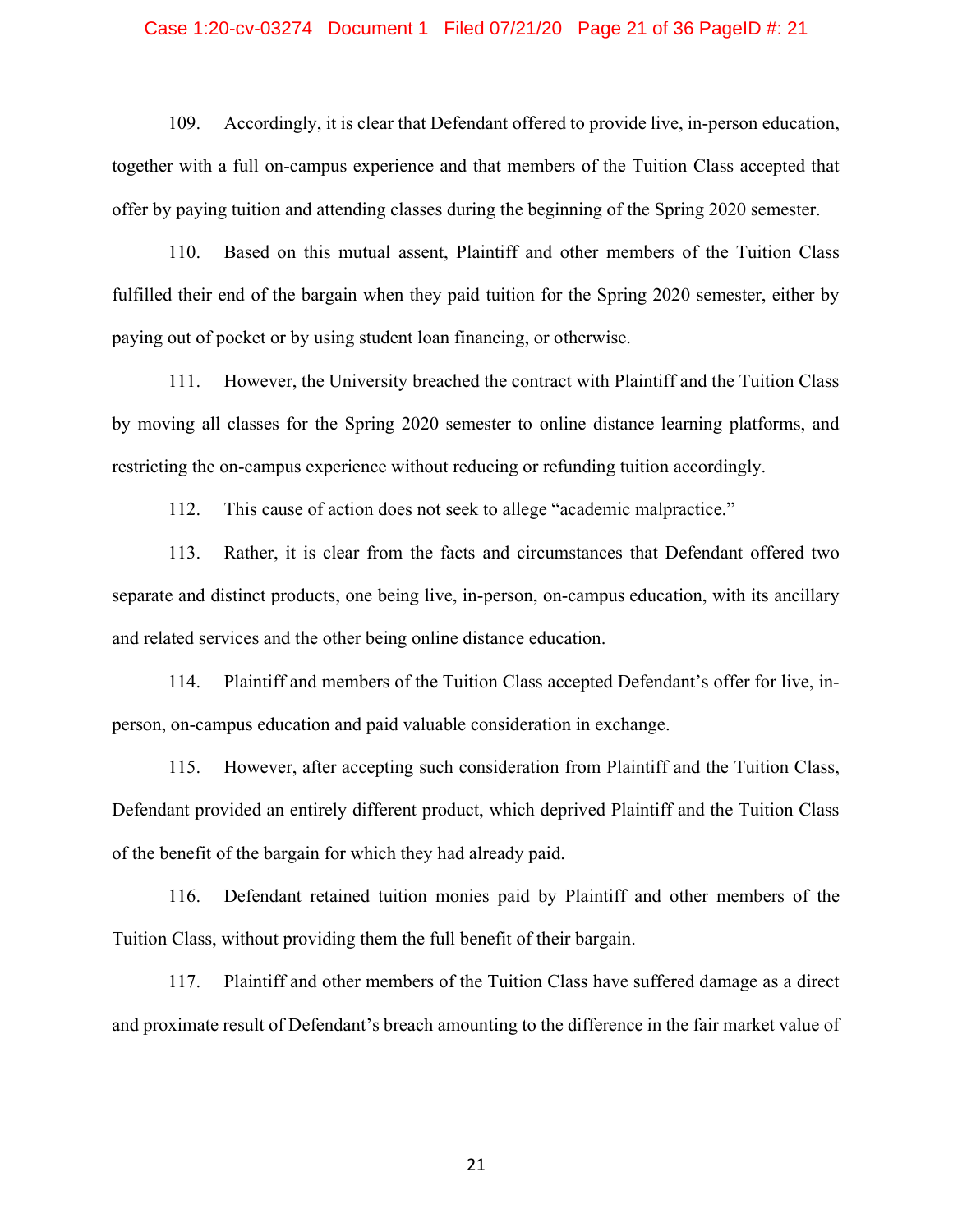109. Accordingly, it is clear that Defendant offered to provide live, in-person education, together with a full on-campus experience and that members of the Tuition Class accepted that offer by paying tuition and attending classes during the beginning of the Spring 2020 semester.

110. Based on this mutual assent, Plaintiff and other members of the Tuition Class fulfilled their end of the bargain when they paid tuition for the Spring 2020 semester, either by paying out of pocket or by using student loan financing, or otherwise.

111. However, the University breached the contract with Plaintiff and the Tuition Class by moving all classes for the Spring 2020 semester to online distance learning platforms, and restricting the on-campus experience without reducing or refunding tuition accordingly.

112. This cause of action does not seek to allege "academic malpractice."

113. Rather, it is clear from the facts and circumstances that Defendant offered two separate and distinct products, one being live, in-person, on-campus education, with its ancillary and related services and the other being online distance education.

114. Plaintiff and members of the Tuition Class accepted Defendant's offer for live, in-person, on-campus education and paid valuable consideration in exchange.

115. However, after accepting such consideration from Plaintiff and the Tuition Class, Defendant provided an entirely different product, which deprived Plaintiff and the Tuition Class of the benefit of the bargain for which they had already paid.

116. Defendant retained tuition monies paid by Plaintiff and other members of the Tuition Class, without providing them the full benefit of their bargain.

117. Plaintiff and other members of the Tuition Class have suffered damage as a direct and proximate result of Defendant's breach amounting to the difference in the fair market value of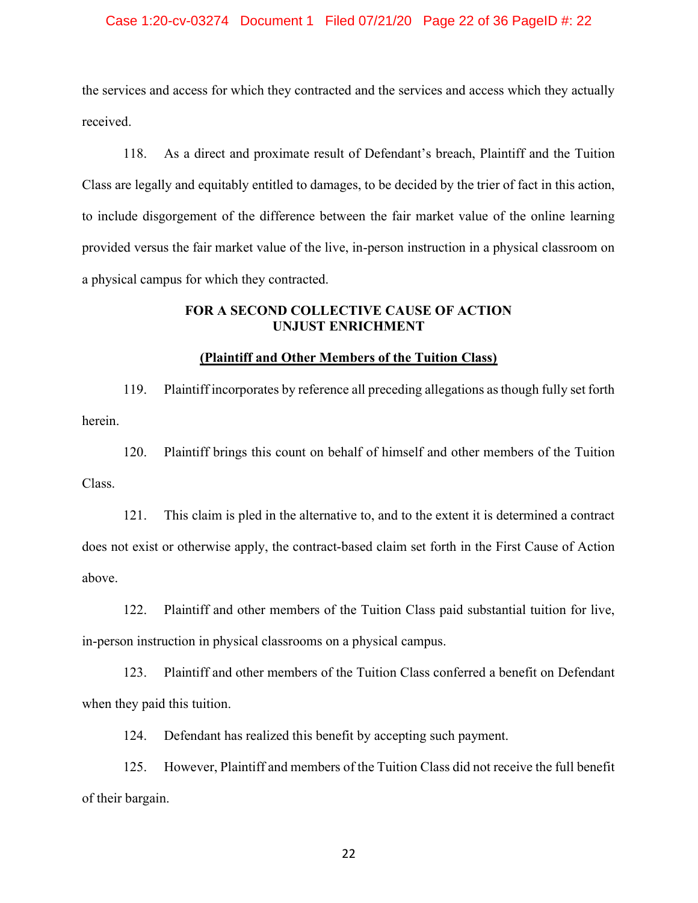the services and access for which they contracted and the services and access which they actually received.

118. As a direct and proximate result of Defendant's breach, Plaintiff and the Tuition Class are legally and equitably entitled to damages, to be decided by the trier of fact in this action, to include disgorgement of the difference between the fair market value of the online learning provided versus the fair market value of the live, in-person instruction in a physical classroom on a physical campus for which they contracted.

**FOR A SECOND COLLECTIVE CAUSE OF ACTION**
**UNJUST ENRICHMENT**

**(Plaintiff and Other Members of the Tuition Class)**

119. Plaintiff incorporates by reference all preceding allegations as though fully set forth herein.

120. Plaintiff brings this count on behalf of himself and other members of the Tuition Class.

121. This claim is pled in the alternative to, and to the extent it is determined a contract does not exist or otherwise apply, the contract-based claim set forth in the First Cause of Action above.

122. Plaintiff and other members of the Tuition Class paid substantial tuition for live, in-person instruction in physical classrooms on a physical campus.

123. Plaintiff and other members of the Tuition Class conferred a benefit on Defendant when they paid this tuition.

124. Defendant has realized this benefit by accepting such payment.

125. However, Plaintiff and members of the Tuition Class did not receive the full benefit of their bargain.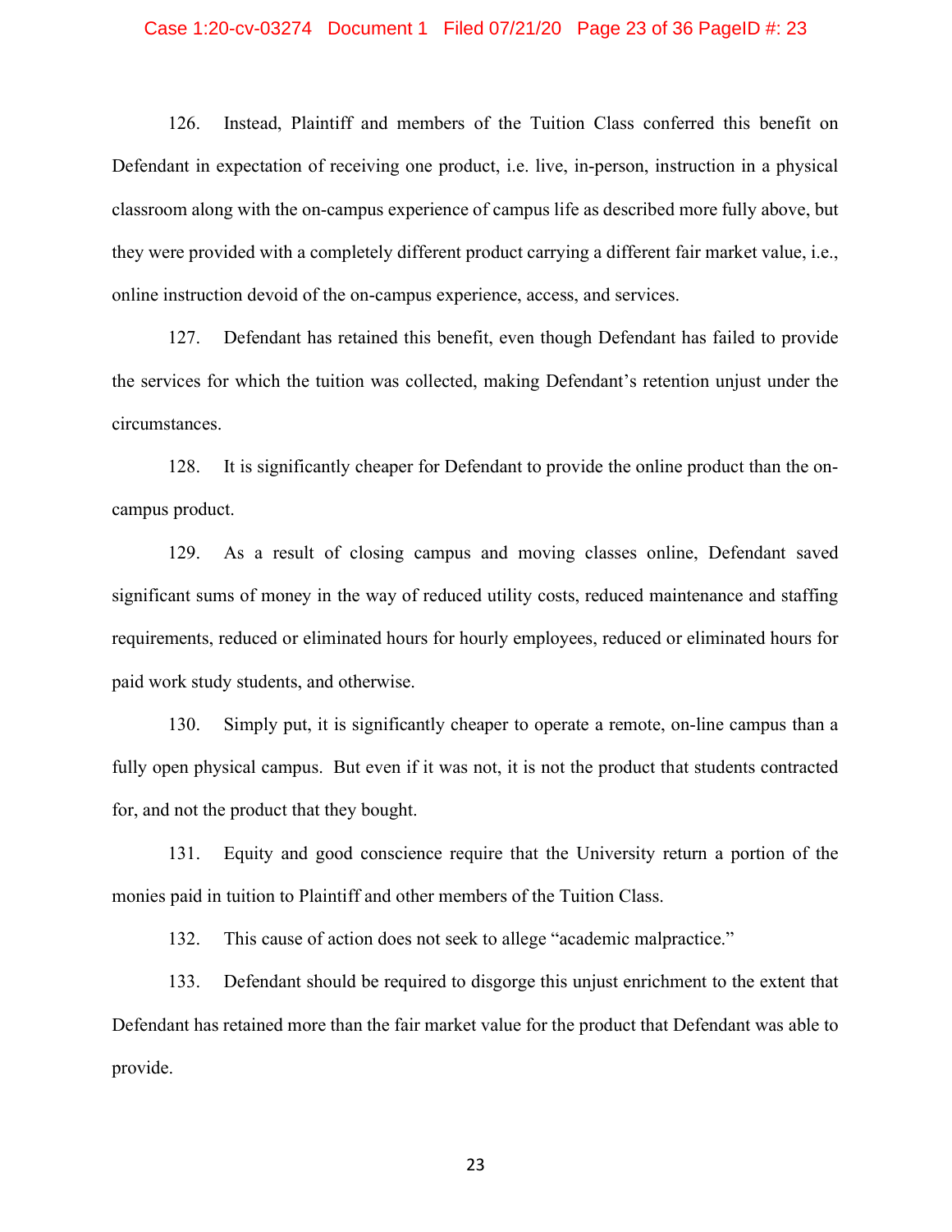126. Instead, Plaintiff and members of the Tuition Class conferred this benefit on Defendant in expectation of receiving one product, i.e. live, in-person, instruction in a physical classroom along with the on-campus experience of campus life as described more fully above, but they were provided with a completely different product carrying a different fair market value, i.e., online instruction devoid of the on-campus experience, access, and services.

127. Defendant has retained this benefit, even though Defendant has failed to provide the services for which the tuition was collected, making Defendant's retention unjust under the circumstances.

128. It is significantly cheaper for Defendant to provide the online product than the on-campus product.

129. As a result of closing campus and moving classes online, Defendant saved significant sums of money in the way of reduced utility costs, reduced maintenance and staffing requirements, reduced or eliminated hours for hourly employees, reduced or eliminated hours for paid work study students, and otherwise.

130. Simply put, it is significantly cheaper to operate a remote, on-line campus than a fully open physical campus. But even if it was not, it is not the product that students contracted for, and not the product that they bought.

131. Equity and good conscience require that the University return a portion of the monies paid in tuition to Plaintiff and other members of the Tuition Class.

132. This cause of action does not seek to allege "academic malpractice."

133. Defendant should be required to disgorge this unjust enrichment to the extent that Defendant has retained more than the fair market value for the product that Defendant was able to provide.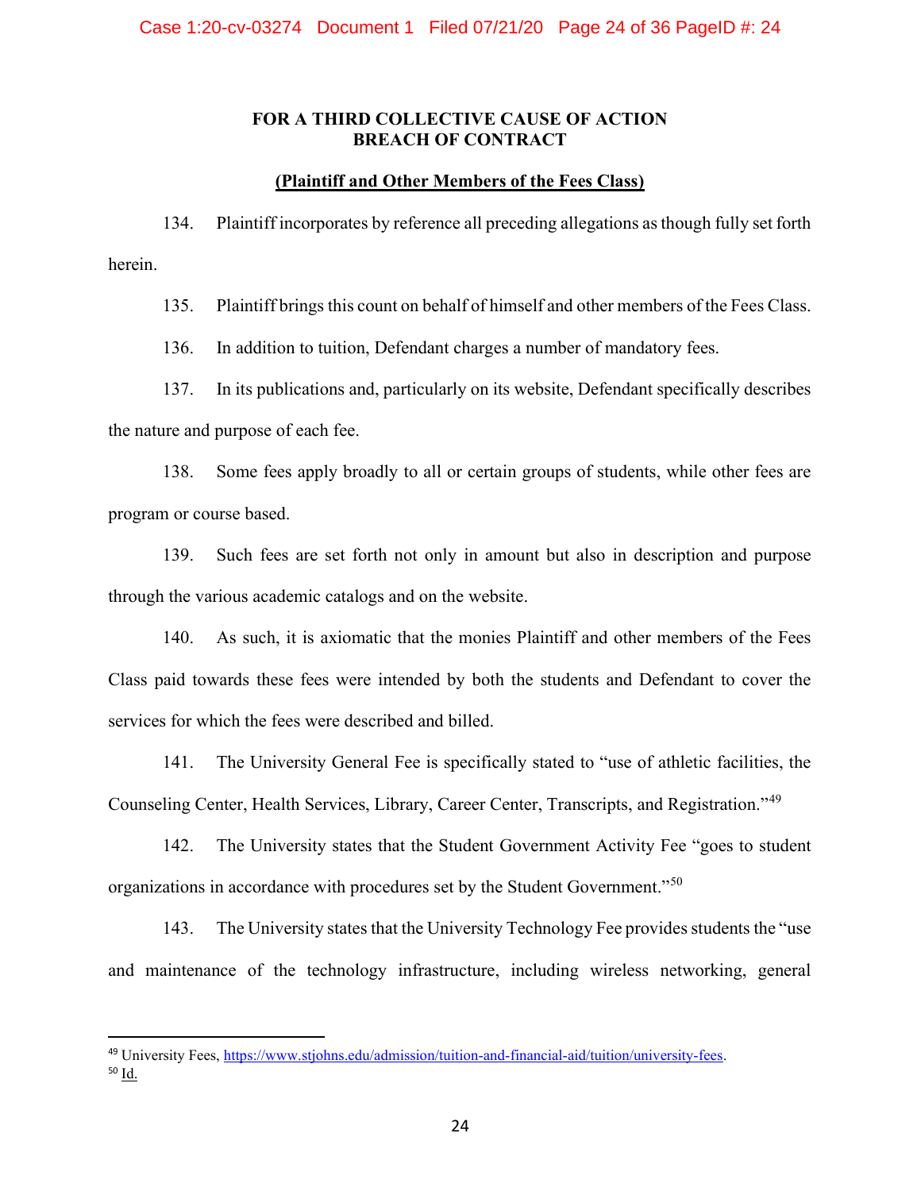## FOR A THIRD COLLECTIVE CAUSE OF ACTION
## BREACH OF CONTRACT

**(Plaintiff and Other Members of the Fees Class)**

134. Plaintiff incorporates by reference all preceding allegations as though fully set forth herein.

135. Plaintiff brings this count on behalf of himself and other members of the Fees Class.

136. In addition to tuition, Defendant charges a number of mandatory fees.

137. In its publications and, particularly on its website, Defendant specifically describes the nature and purpose of each fee.

138. Some fees apply broadly to all or certain groups of students, while other fees are program or course based.

139. Such fees are set forth not only in amount but also in description and purpose through the various academic catalogs and on the website.

140. As such, it is axiomatic that the monies Plaintiff and other members of the Fees Class paid towards these fees were intended by both the students and Defendant to cover the services for which the fees were described and billed.

141. The University General Fee is specifically stated to "use of athletic facilities, the Counseling Center, Health Services, Library, Career Center, Transcripts, and Registration."[49]

142. The University states that the Student Government Activity Fee "goes to student organizations in accordance with procedures set by the Student Government."[50]

143. The University states that the University Technology Fee provides students the "use and maintenance of the technology infrastructure, including wireless networking, general

---

[49] University Fees, https://www.stjohns.edu/admission/tuition-and-financial-aid/tuition/university-fees.

[50] Id.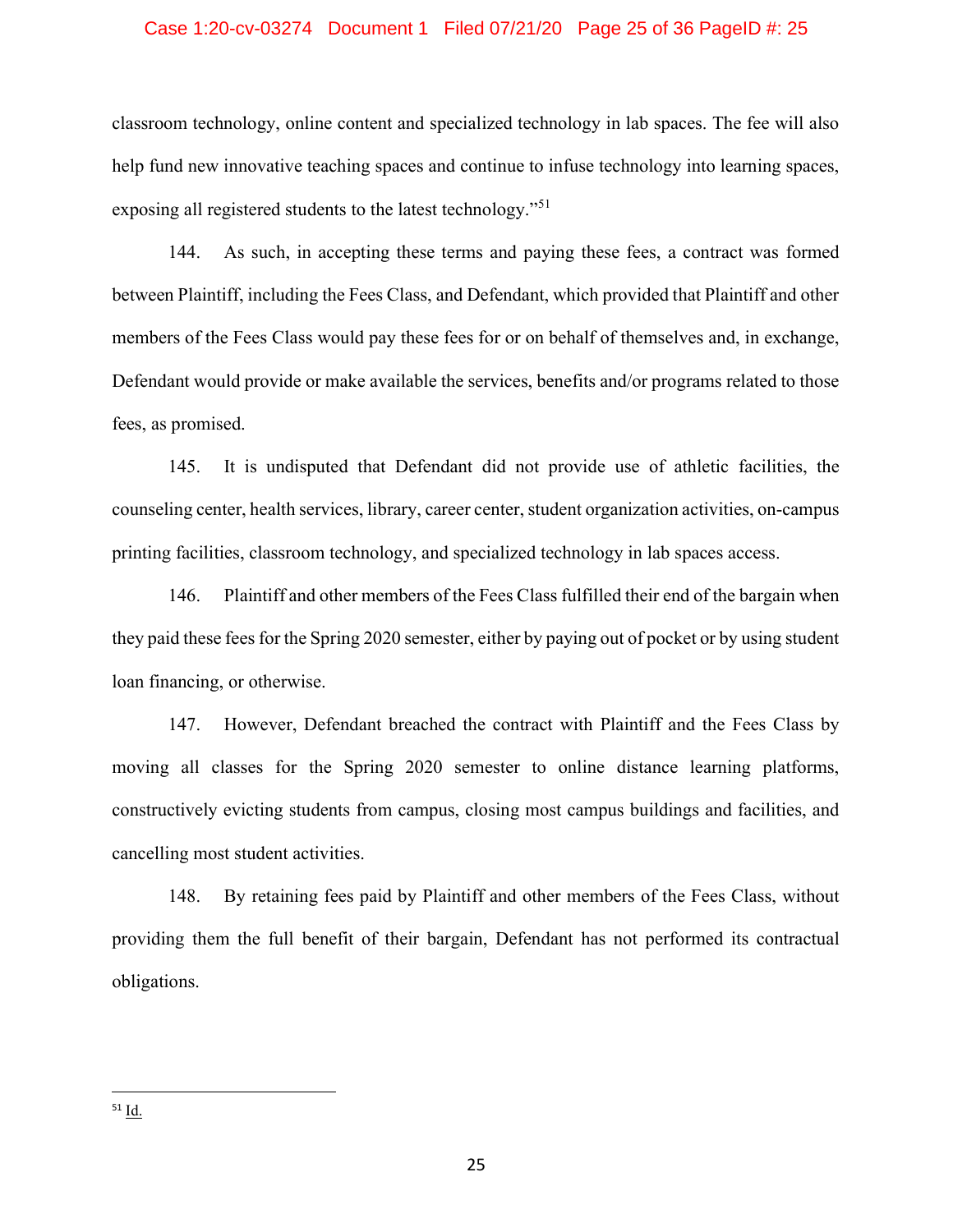classroom technology, online content and specialized technology in lab spaces. The fee will also help fund new innovative teaching spaces and continue to infuse technology into learning spaces, exposing all registered students to the latest technology."[51]

144. As such, in accepting these terms and paying these fees, a contract was formed between Plaintiff, including the Fees Class, and Defendant, which provided that Plaintiff and other members of the Fees Class would pay these fees for or on behalf of themselves and, in exchange, Defendant would provide or make available the services, benefits and/or programs related to those fees, as promised.

145. It is undisputed that Defendant did not provide use of athletic facilities, the counseling center, health services, library, career center, student organization activities, on-campus printing facilities, classroom technology, and specialized technology in lab spaces access.

146. Plaintiff and other members of the Fees Class fulfilled their end of the bargain when they paid these fees for the Spring 2020 semester, either by paying out of pocket or by using student loan financing, or otherwise.

147. However, Defendant breached the contract with Plaintiff and the Fees Class by moving all classes for the Spring 2020 semester to online distance learning platforms, constructively evicting students from campus, closing most campus buildings and facilities, and cancelling most student activities.

148. By retaining fees paid by Plaintiff and other members of the Fees Class, without providing them the full benefit of their bargain, Defendant has not performed its contractual obligations.

---

[51] Id.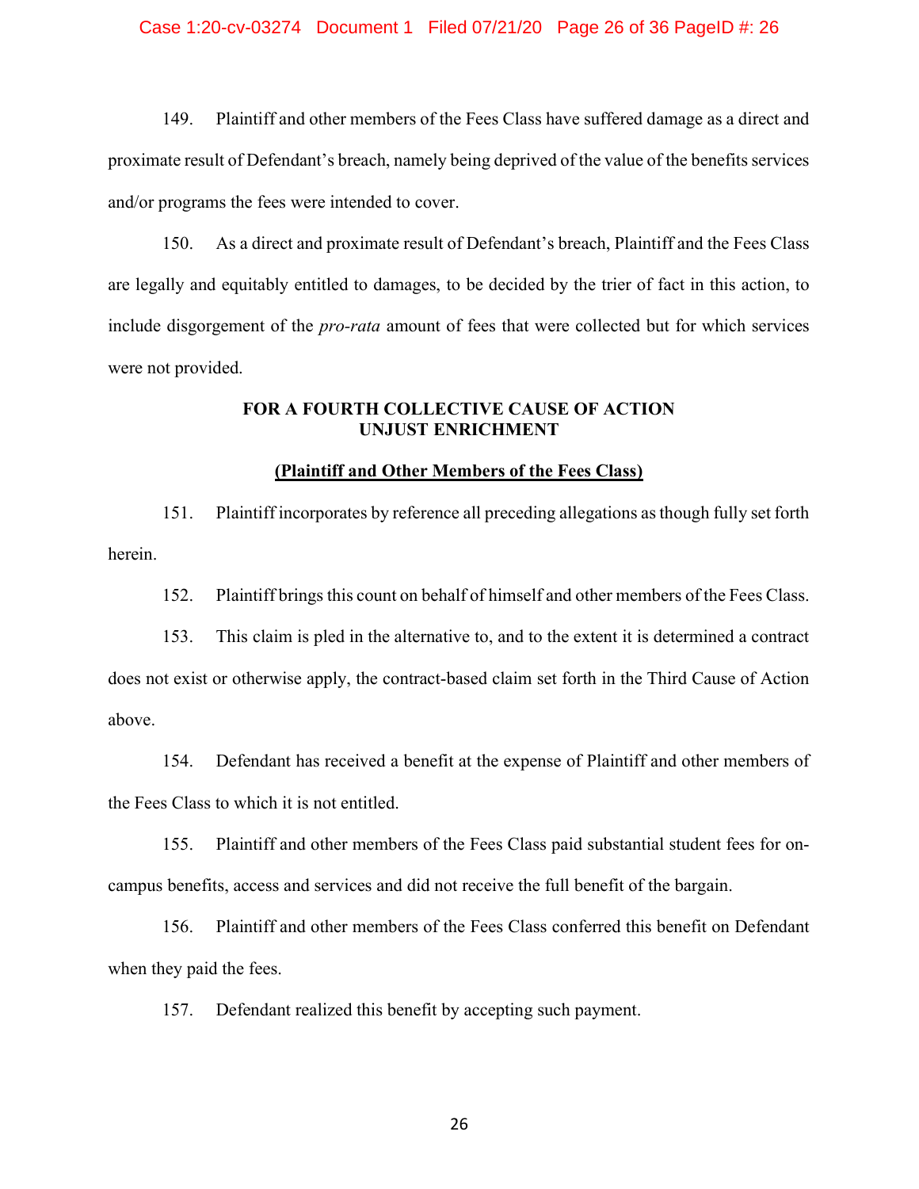149. Plaintiff and other members of the Fees Class have suffered damage as a direct and proximate result of Defendant's breach, namely being deprived of the value of the benefits services and/or programs the fees were intended to cover.

150. As a direct and proximate result of Defendant's breach, Plaintiff and the Fees Class are legally and equitably entitled to damages, to be decided by the trier of fact in this action, to include disgorgement of the *pro-rata* amount of fees that were collected but for which services were not provided.

**FOR A FOURTH COLLECTIVE CAUSE OF ACTION**
**UNJUST ENRICHMENT**

**(Plaintiff and Other Members of the Fees Class)**

151. Plaintiff incorporates by reference all preceding allegations as though fully set forth herein.

152. Plaintiff brings this count on behalf of himself and other members of the Fees Class.

153. This claim is pled in the alternative to, and to the extent it is determined a contract does not exist or otherwise apply, the contract-based claim set forth in the Third Cause of Action above.

154. Defendant has received a benefit at the expense of Plaintiff and other members of the Fees Class to which it is not entitled.

155. Plaintiff and other members of the Fees Class paid substantial student fees for on-campus benefits, access and services and did not receive the full benefit of the bargain.

156. Plaintiff and other members of the Fees Class conferred this benefit on Defendant when they paid the fees.

157. Defendant realized this benefit by accepting such payment.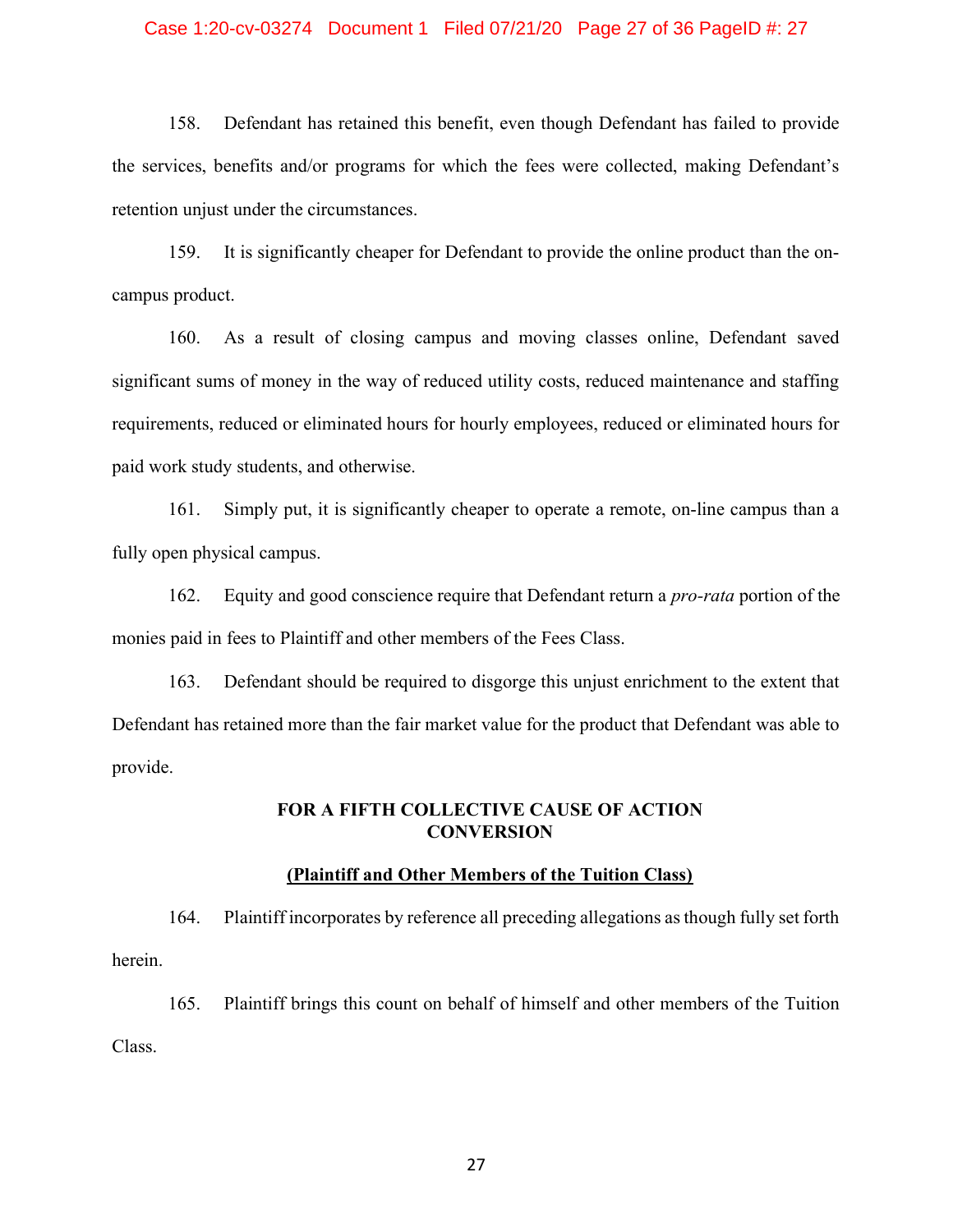158. Defendant has retained this benefit, even though Defendant has failed to provide the services, benefits and/or programs for which the fees were collected, making Defendant's retention unjust under the circumstances.

159. It is significantly cheaper for Defendant to provide the online product than the on-campus product.

160. As a result of closing campus and moving classes online, Defendant saved significant sums of money in the way of reduced utility costs, reduced maintenance and staffing requirements, reduced or eliminated hours for hourly employees, reduced or eliminated hours for paid work study students, and otherwise.

161. Simply put, it is significantly cheaper to operate a remote, on-line campus than a fully open physical campus.

162. Equity and good conscience require that Defendant return a *pro-rata* portion of the monies paid in fees to Plaintiff and other members of the Fees Class.

163. Defendant should be required to disgorge this unjust enrichment to the extent that Defendant has retained more than the fair market value for the product that Defendant was able to provide.

**FOR A FIFTH COLLECTIVE CAUSE OF ACTION**
**CONVERSION**

**(Plaintiff and Other Members of the Tuition Class)**

164. Plaintiff incorporates by reference all preceding allegations as though fully set forth herein.

165. Plaintiff brings this count on behalf of himself and other members of the Tuition Class.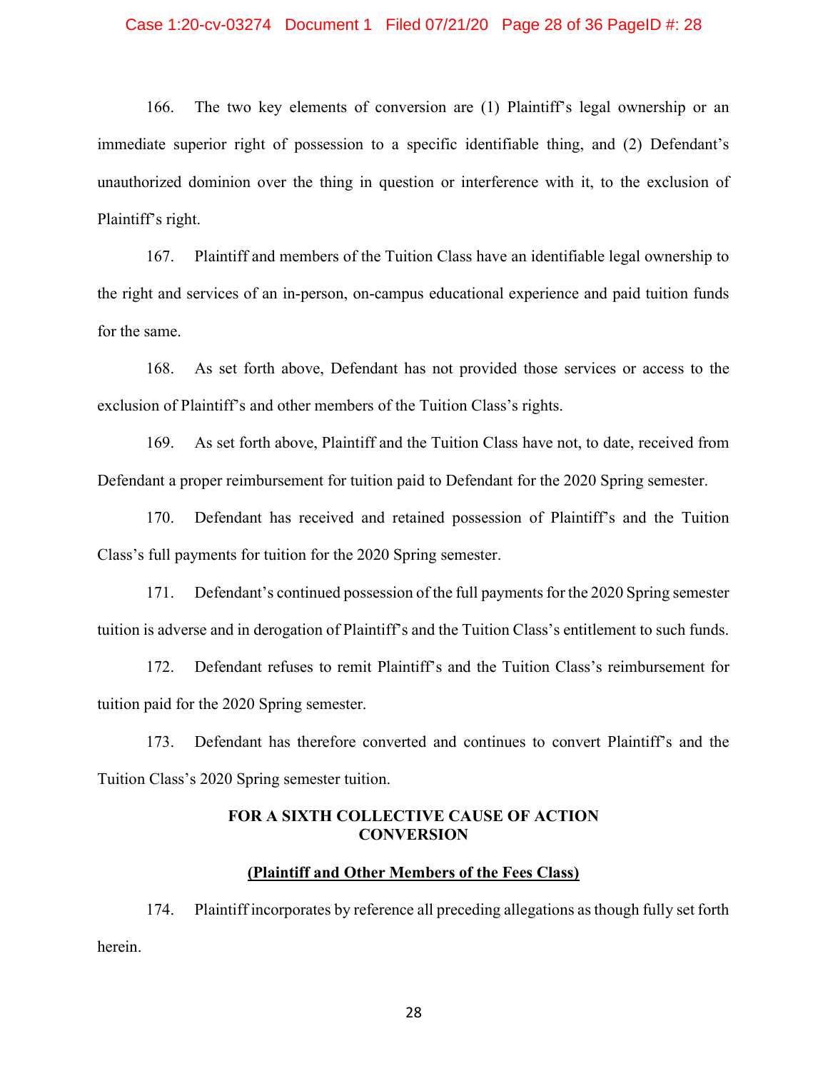166. The two key elements of conversion are (1) Plaintiff's legal ownership or an immediate superior right of possession to a specific identifiable thing, and (2) Defendant's unauthorized dominion over the thing in question or interference with it, to the exclusion of Plaintiff's right.

167. Plaintiff and members of the Tuition Class have an identifiable legal ownership to the right and services of an in-person, on-campus educational experience and paid tuition funds for the same.

168. As set forth above, Defendant has not provided those services or access to the exclusion of Plaintiff's and other members of the Tuition Class's rights.

169. As set forth above, Plaintiff and the Tuition Class have not, to date, received from Defendant a proper reimbursement for tuition paid to Defendant for the 2020 Spring semester.

170. Defendant has received and retained possession of Plaintiff's and the Tuition Class's full payments for tuition for the 2020 Spring semester.

171. Defendant's continued possession of the full payments for the 2020 Spring semester tuition is adverse and in derogation of Plaintiff's and the Tuition Class's entitlement to such funds.

172. Defendant refuses to remit Plaintiff's and the Tuition Class's reimbursement for tuition paid for the 2020 Spring semester.

173. Defendant has therefore converted and continues to convert Plaintiff's and the Tuition Class's 2020 Spring semester tuition.

## FOR A SIXTH COLLECTIVE CAUSE OF ACTION
## CONVERSION

**(Plaintiff and Other Members of the Fees Class)**

174. Plaintiff incorporates by reference all preceding allegations as though fully set forth herein.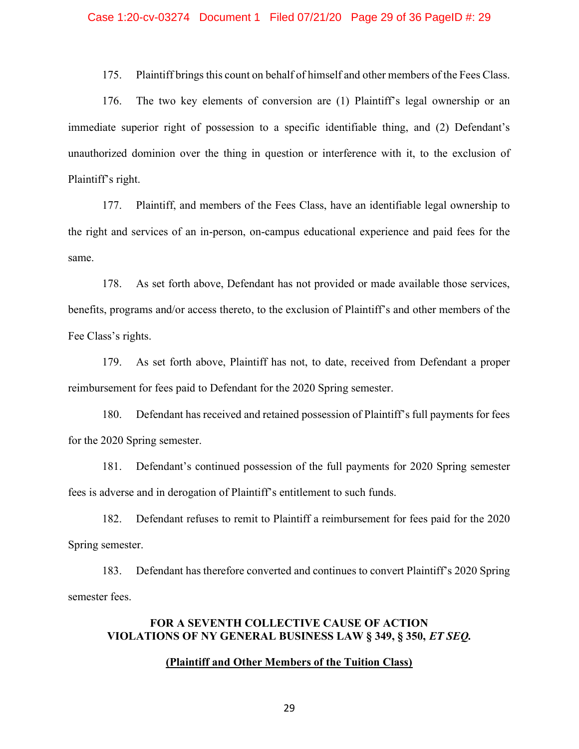175. Plaintiff brings this count on behalf of himself and other members of the Fees Class.

176. The two key elements of conversion are (1) Plaintiff's legal ownership or an immediate superior right of possession to a specific identifiable thing, and (2) Defendant's unauthorized dominion over the thing in question or interference with it, to the exclusion of Plaintiff's right.

177. Plaintiff, and members of the Fees Class, have an identifiable legal ownership to the right and services of an in-person, on-campus educational experience and paid fees for the same.

178. As set forth above, Defendant has not provided or made available those services, benefits, programs and/or access thereto, to the exclusion of Plaintiff's and other members of the Fee Class's rights.

179. As set forth above, Plaintiff has not, to date, received from Defendant a proper reimbursement for fees paid to Defendant for the 2020 Spring semester.

180. Defendant has received and retained possession of Plaintiff's full payments for fees for the 2020 Spring semester.

181. Defendant's continued possession of the full payments for 2020 Spring semester fees is adverse and in derogation of Plaintiff's entitlement to such funds.

182. Defendant refuses to remit to Plaintiff a reimbursement for fees paid for the 2020 Spring semester.

183. Defendant has therefore converted and continues to convert Plaintiff's 2020 Spring semester fees.

**FOR A SEVENTH COLLECTIVE CAUSE OF ACTION**
**VIOLATIONS OF NY GENERAL BUSINESS LAW § 349, § 350, *ET SEQ.***

**(Plaintiff and Other Members of the Tuition Class)**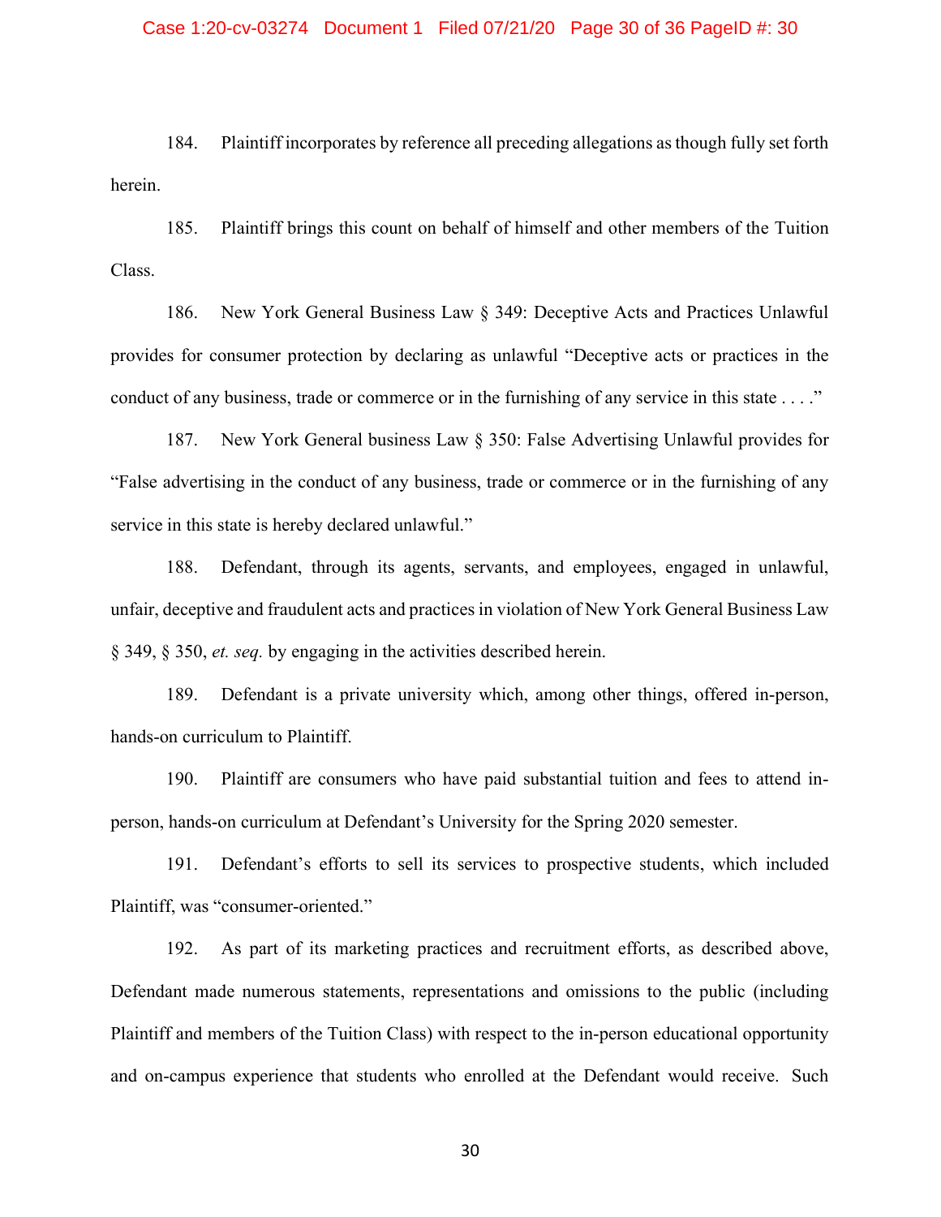184. Plaintiff incorporates by reference all preceding allegations as though fully set forth herein.

185. Plaintiff brings this count on behalf of himself and other members of the Tuition Class.

186. New York General Business Law § 349: Deceptive Acts and Practices Unlawful provides for consumer protection by declaring as unlawful "Deceptive acts or practices in the conduct of any business, trade or commerce or in the furnishing of any service in this state . . . ."

187. New York General business Law § 350: False Advertising Unlawful provides for "False advertising in the conduct of any business, trade or commerce or in the furnishing of any service in this state is hereby declared unlawful."

188. Defendant, through its agents, servants, and employees, engaged in unlawful, unfair, deceptive and fraudulent acts and practices in violation of New York General Business Law § 349, § 350, *et. seq.* by engaging in the activities described herein.

189. Defendant is a private university which, among other things, offered in-person, hands-on curriculum to Plaintiff.

190. Plaintiff are consumers who have paid substantial tuition and fees to attend in-person, hands-on curriculum at Defendant's University for the Spring 2020 semester.

191. Defendant's efforts to sell its services to prospective students, which included Plaintiff, was "consumer-oriented."

192. As part of its marketing practices and recruitment efforts, as described above, Defendant made numerous statements, representations and omissions to the public (including Plaintiff and members of the Tuition Class) with respect to the in-person educational opportunity and on-campus experience that students who enrolled at the Defendant would receive. Such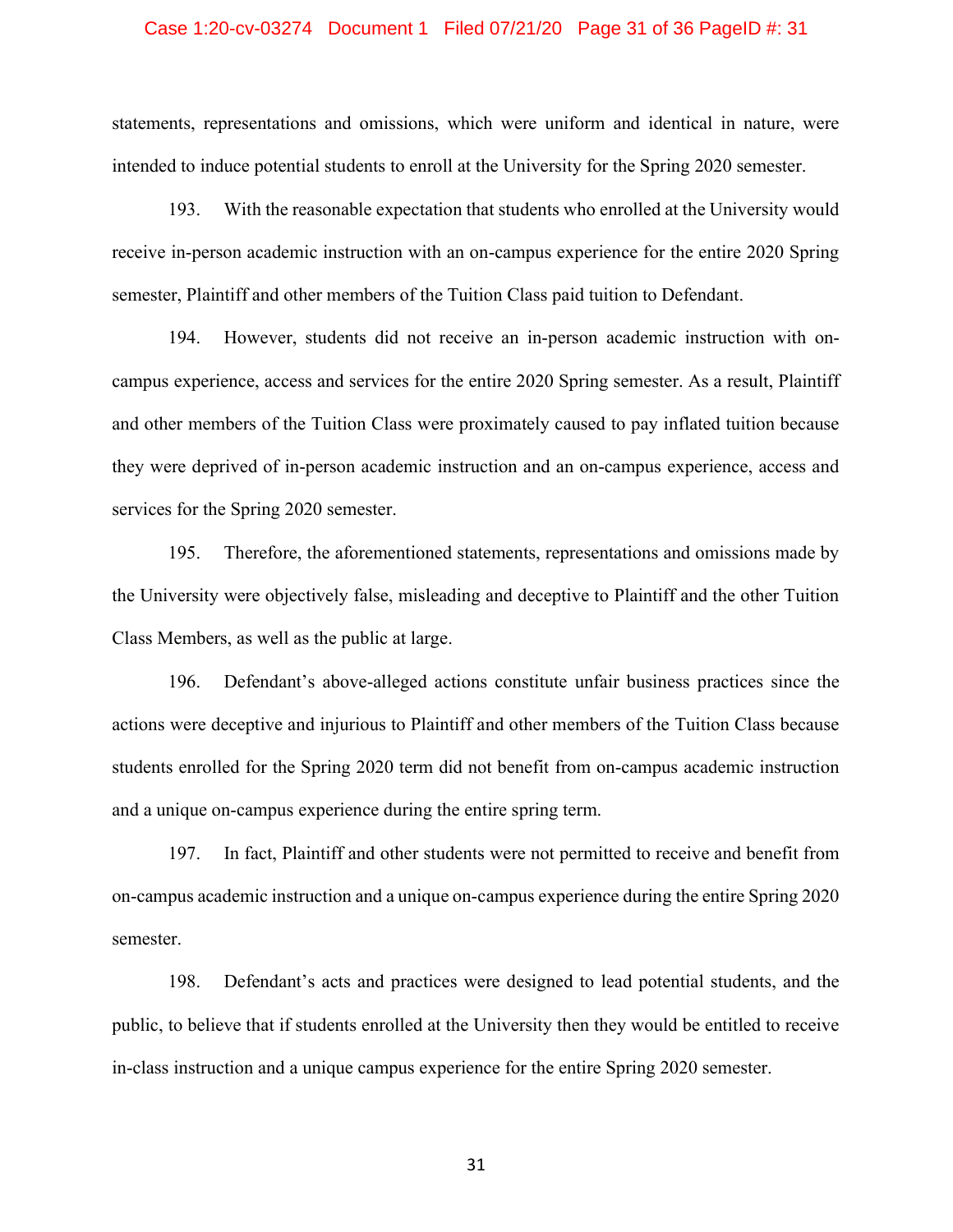statements, representations and omissions, which were uniform and identical in nature, were intended to induce potential students to enroll at the University for the Spring 2020 semester.

193. With the reasonable expectation that students who enrolled at the University would receive in-person academic instruction with an on-campus experience for the entire 2020 Spring semester, Plaintiff and other members of the Tuition Class paid tuition to Defendant.

194. However, students did not receive an in-person academic instruction with on-campus experience, access and services for the entire 2020 Spring semester. As a result, Plaintiff and other members of the Tuition Class were proximately caused to pay inflated tuition because they were deprived of in-person academic instruction and an on-campus experience, access and services for the Spring 2020 semester.

195. Therefore, the aforementioned statements, representations and omissions made by the University were objectively false, misleading and deceptive to Plaintiff and the other Tuition Class Members, as well as the public at large.

196. Defendant's above-alleged actions constitute unfair business practices since the actions were deceptive and injurious to Plaintiff and other members of the Tuition Class because students enrolled for the Spring 2020 term did not benefit from on-campus academic instruction and a unique on-campus experience during the entire spring term.

197. In fact, Plaintiff and other students were not permitted to receive and benefit from on-campus academic instruction and a unique on-campus experience during the entire Spring 2020 semester.

198. Defendant's acts and practices were designed to lead potential students, and the public, to believe that if students enrolled at the University then they would be entitled to receive in-class instruction and a unique campus experience for the entire Spring 2020 semester.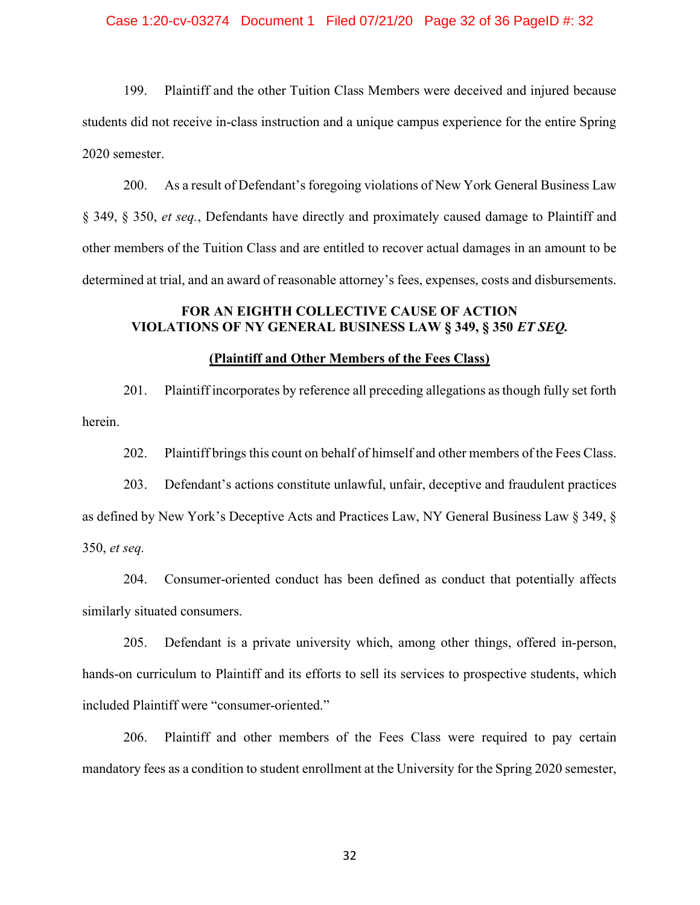199. Plaintiff and the other Tuition Class Members were deceived and injured because students did not receive in-class instruction and a unique campus experience for the entire Spring 2020 semester.

200. As a result of Defendant's foregoing violations of New York General Business Law § 349, § 350, *et seq.*, Defendants have directly and proximately caused damage to Plaintiff and other members of the Tuition Class and are entitled to recover actual damages in an amount to be determined at trial, and an award of reasonable attorney's fees, expenses, costs and disbursements.

**FOR AN EIGHTH COLLECTIVE CAUSE OF ACTION**
**VIOLATIONS OF NY GENERAL BUSINESS LAW § 349, § 350 *ET SEQ.***

**(Plaintiff and Other Members of the Fees Class)**

201. Plaintiff incorporates by reference all preceding allegations as though fully set forth herein.

202. Plaintiff brings this count on behalf of himself and other members of the Fees Class.

203. Defendant's actions constitute unlawful, unfair, deceptive and fraudulent practices as defined by New York's Deceptive Acts and Practices Law, NY General Business Law § 349, § 350, *et seq.*

204. Consumer-oriented conduct has been defined as conduct that potentially affects similarly situated consumers.

205. Defendant is a private university which, among other things, offered in-person, hands-on curriculum to Plaintiff and its efforts to sell its services to prospective students, which included Plaintiff were "consumer-oriented."

206. Plaintiff and other members of the Fees Class were required to pay certain mandatory fees as a condition to student enrollment at the University for the Spring 2020 semester,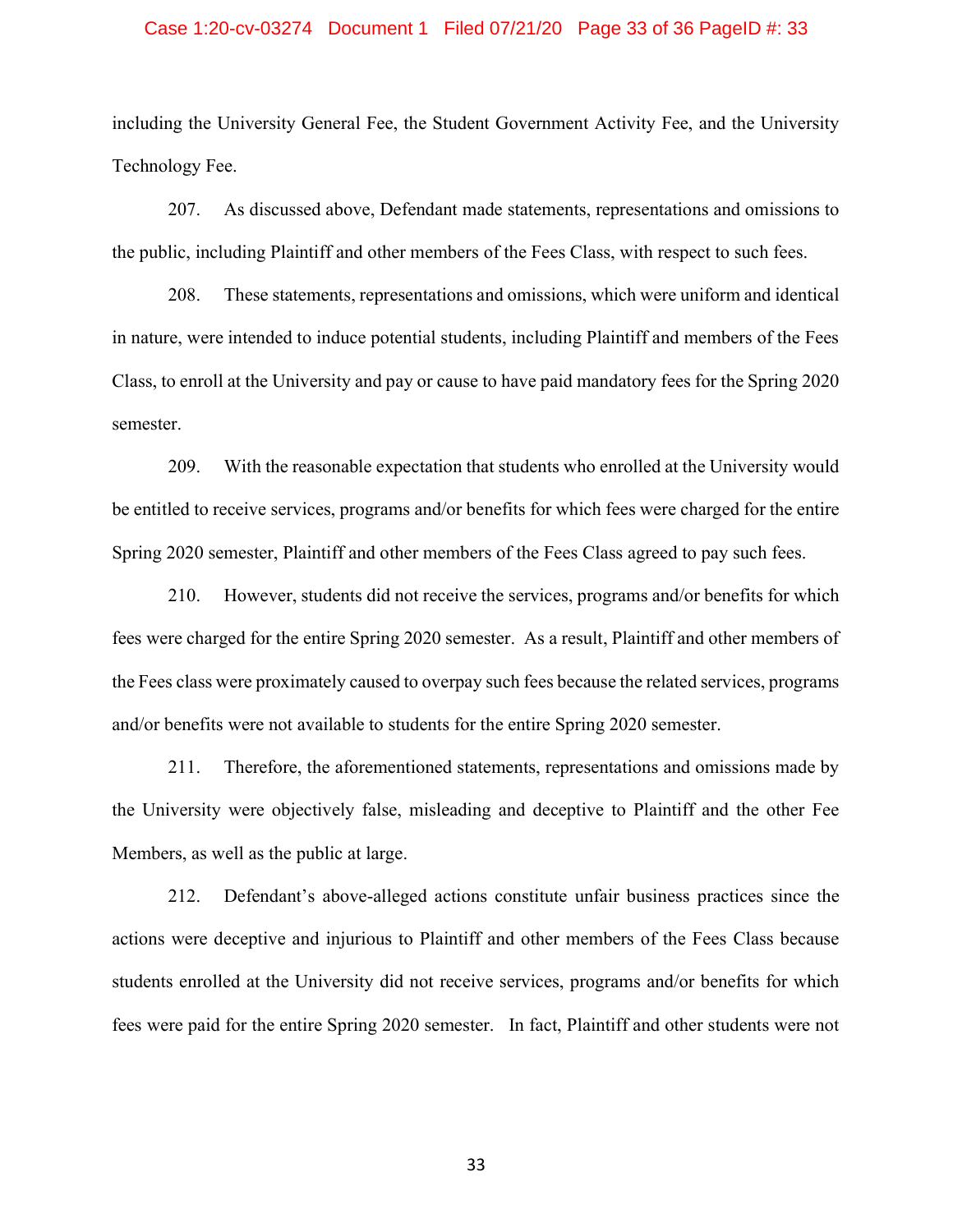including the University General Fee, the Student Government Activity Fee, and the University Technology Fee.

207. As discussed above, Defendant made statements, representations and omissions to the public, including Plaintiff and other members of the Fees Class, with respect to such fees.

208. These statements, representations and omissions, which were uniform and identical in nature, were intended to induce potential students, including Plaintiff and members of the Fees Class, to enroll at the University and pay or cause to have paid mandatory fees for the Spring 2020 semester.

209. With the reasonable expectation that students who enrolled at the University would be entitled to receive services, programs and/or benefits for which fees were charged for the entire Spring 2020 semester, Plaintiff and other members of the Fees Class agreed to pay such fees.

210. However, students did not receive the services, programs and/or benefits for which fees were charged for the entire Spring 2020 semester. As a result, Plaintiff and other members of the Fees class were proximately caused to overpay such fees because the related services, programs and/or benefits were not available to students for the entire Spring 2020 semester.

211. Therefore, the aforementioned statements, representations and omissions made by the University were objectively false, misleading and deceptive to Plaintiff and the other Fee Members, as well as the public at large.

212. Defendant's above-alleged actions constitute unfair business practices since the actions were deceptive and injurious to Plaintiff and other members of the Fees Class because students enrolled at the University did not receive services, programs and/or benefits for which fees were paid for the entire Spring 2020 semester. In fact, Plaintiff and other students were not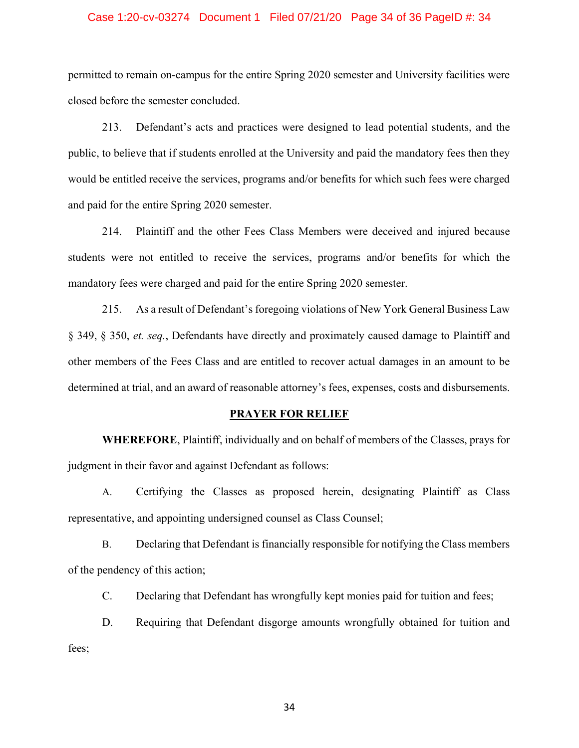permitted to remain on-campus for the entire Spring 2020 semester and University facilities were closed before the semester concluded.

213. Defendant's acts and practices were designed to lead potential students, and the public, to believe that if students enrolled at the University and paid the mandatory fees then they would be entitled receive the services, programs and/or benefits for which such fees were charged and paid for the entire Spring 2020 semester.

214. Plaintiff and the other Fees Class Members were deceived and injured because students were not entitled to receive the services, programs and/or benefits for which the mandatory fees were charged and paid for the entire Spring 2020 semester.

215. As a result of Defendant's foregoing violations of New York General Business Law § 349, § 350, *et. seq.*, Defendants have directly and proximately caused damage to Plaintiff and other members of the Fees Class and are entitled to recover actual damages in an amount to be determined at trial, and an award of reasonable attorney's fees, expenses, costs and disbursements.

## PRAYER FOR RELIEF

**WHEREFORE**, Plaintiff, individually and on behalf of members of the Classes, prays for judgment in their favor and against Defendant as follows:

A. Certifying the Classes as proposed herein, designating Plaintiff as Class representative, and appointing undersigned counsel as Class Counsel;

B. Declaring that Defendant is financially responsible for notifying the Class members of the pendency of this action;

C. Declaring that Defendant has wrongfully kept monies paid for tuition and fees;

D. Requiring that Defendant disgorge amounts wrongfully obtained for tuition and fees;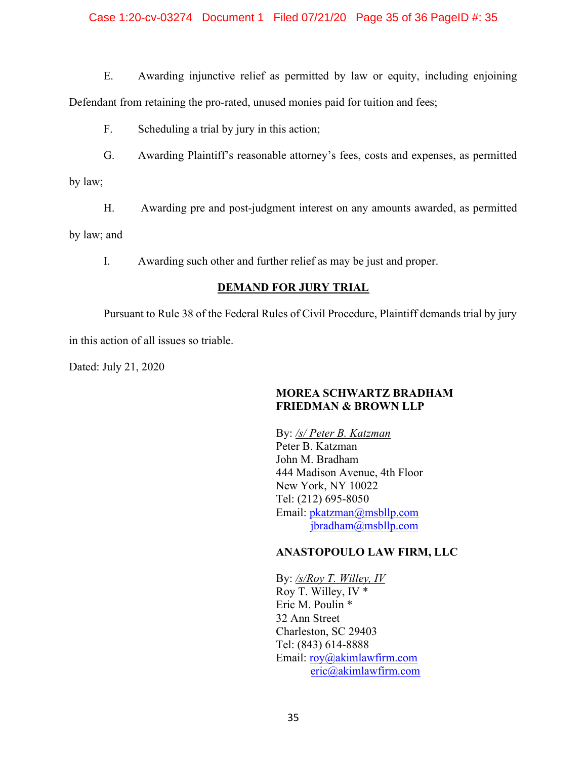E. Awarding injunctive relief as permitted by law or equity, including enjoining Defendant from retaining the pro-rated, unused monies paid for tuition and fees;

F. Scheduling a trial by jury in this action;

G. Awarding Plaintiff's reasonable attorney's fees, costs and expenses, as permitted by law;

H. Awarding pre and post-judgment interest on any amounts awarded, as permitted by law; and

I. Awarding such other and further relief as may be just and proper.

**DEMAND FOR JURY TRIAL**

Pursuant to Rule 38 of the Federal Rules of Civil Procedure, Plaintiff demands trial by jury in this action of all issues so triable.

Dated: July 21, 2020

**MOREA SCHWARTZ BRADHAM FRIEDMAN & BROWN LLP**

By: */s/ Peter B. Katzman*
Peter B. Katzman
John M. Bradham
444 Madison Avenue, 4th Floor
New York, NY 10022
Tel: (212) 695-8050
Email: pkatzman@msbllp.com
jbradham@msbllp.com

**ANASTOPOULO LAW FIRM, LLC**

By: */s/Roy T. Willey, IV*
Roy T. Willey, IV *
Eric M. Poulin *
32 Ann Street
Charleston, SC 29403
Tel: (843) 614-8888
Email: roy@akimlawfirm.com
eric@akimlawfirm.com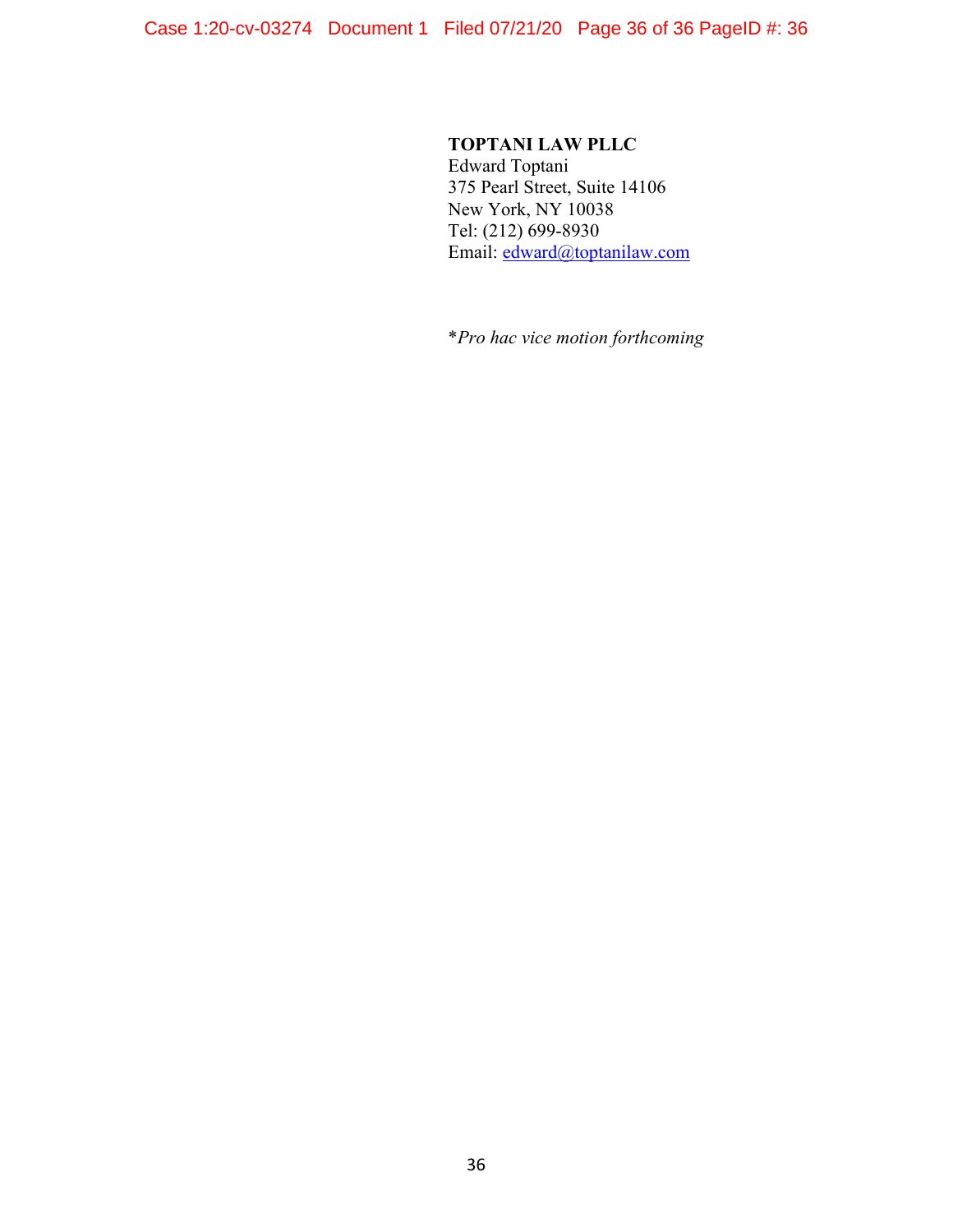**TOPTANI LAW PLLC**
Edward Toptani
375 Pearl Street, Suite 14106
New York, NY 10038
Tel: (212) 699-8930
Email: edward@toptanilaw.com

**Pro hac vice motion forthcoming*